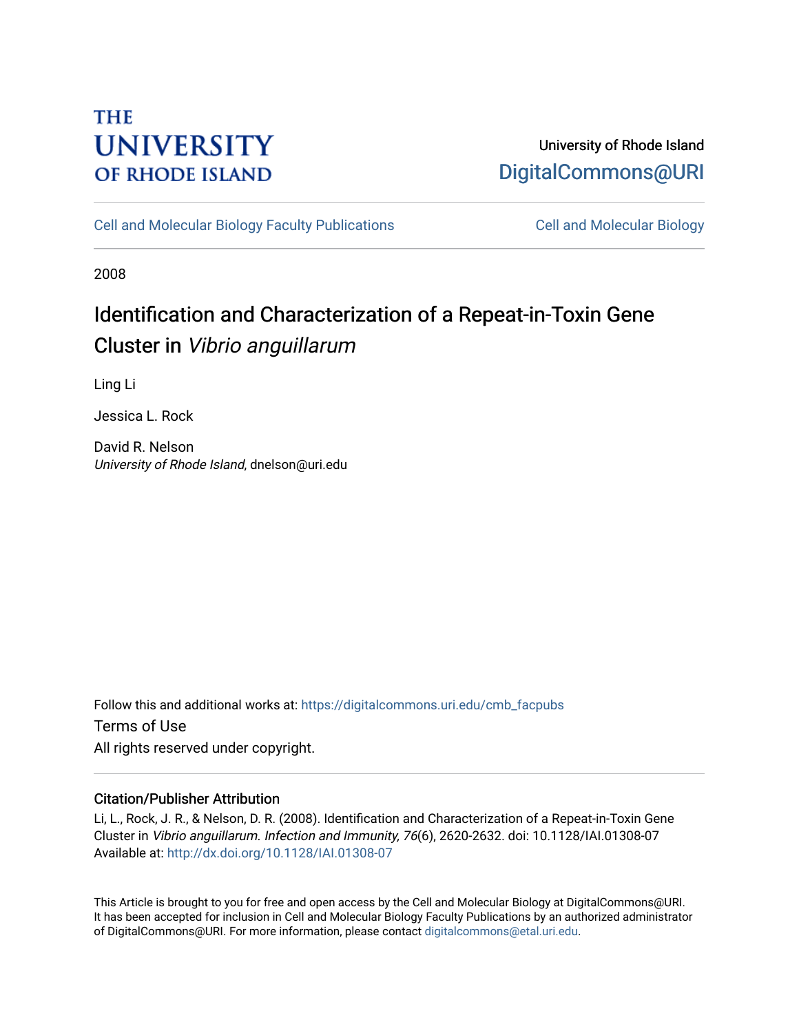THE UNIVERSITY OF RHODE ISLAND

University of Rhode Island
DigitalCommons@URI

Cell and Molecular Biology Faculty Publications | Cell and Molecular Biology

2008

# Identification and Characterization of a Repeat-in-Toxin Gene Cluster in *Vibrio anguillarum*

Ling Li

Jessica L. Rock

David R. Nelson
*University of Rhode Island*, dnelson@uri.edu

Follow this and additional works at: https://digitalcommons.uri.edu/cmb_facpubs

Terms of Use
All rights reserved under copyright.

## Citation/Publisher Attribution

Li, L., Rock, J. R., & Nelson, D. R. (2008). Identification and Characterization of a Repeat-in-Toxin Gene Cluster in *Vibrio anguillarum*. *Infection and Immunity, 76*(6), 2620-2632. doi: 10.1128/IAI.01308-07
Available at: http://dx.doi.org/10.1128/IAI.01308-07

This Article is brought to you for free and open access by the Cell and Molecular Biology at DigitalCommons@URI. It has been accepted for inclusion in Cell and Molecular Biology Faculty Publications by an authorized administrator of DigitalCommons@URI. For more information, please contact digitalcommons@etal.uri.edu.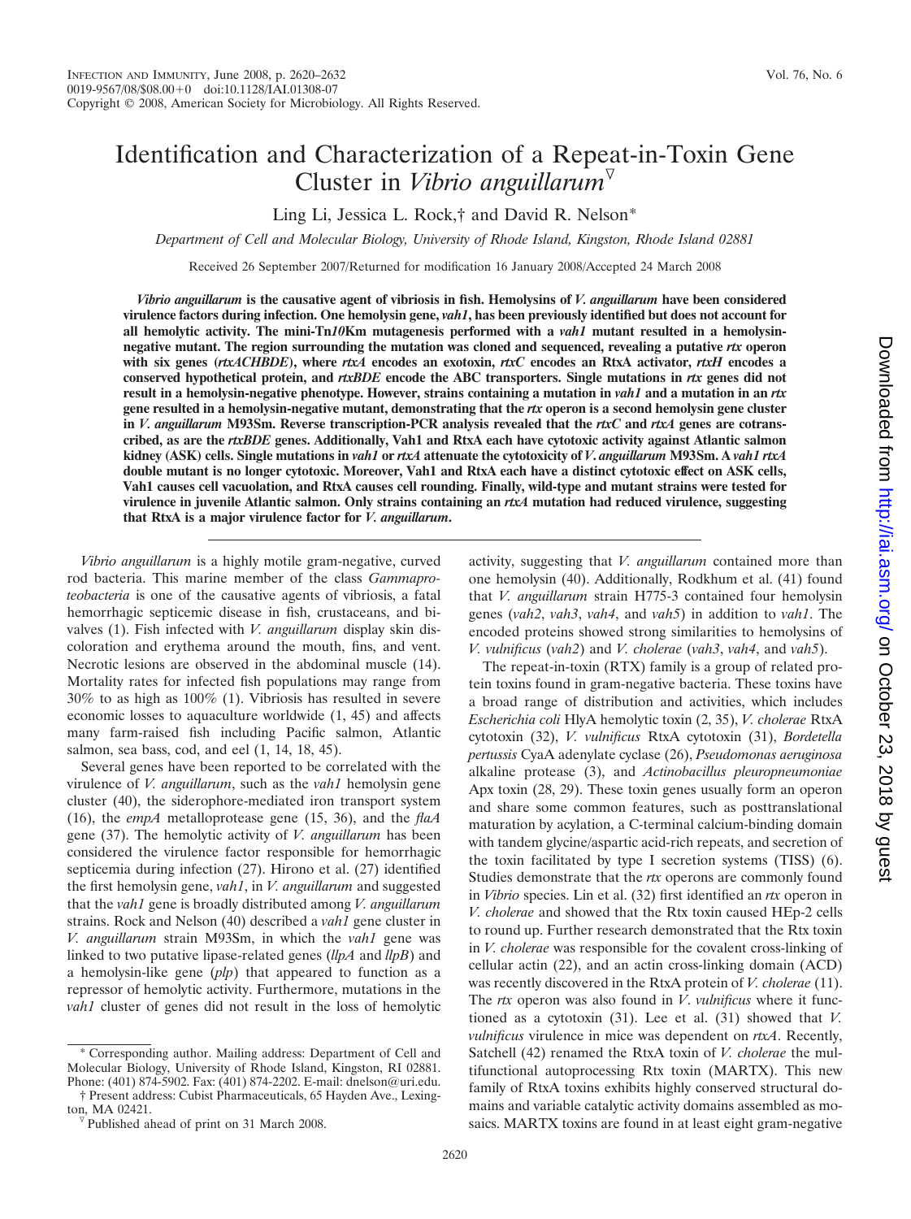# Identification and Characterization of a Repeat-in-Toxin Gene Cluster in *Vibrio anguillarum*▽

Ling Li, Jessica L. Rock,† and David R. Nelson*

*Department of Cell and Molecular Biology, University of Rhode Island, Kingston, Rhode Island 02881*

Received 26 September 2007/Returned for modification 16 January 2008/Accepted 24 March 2008

***Vibrio anguillarum* is the causative agent of vibriosis in fish. Hemolysins of *V. anguillarum* have been considered virulence factors during infection. One hemolysin gene, *vah1*, has been previously identified but does not account for all hemolytic activity. The mini-Tn*10*Km mutagenesis performed with a *vah1* mutant resulted in a hemolysin-negative mutant. The region surrounding the mutation was cloned and sequenced, revealing a putative *rtx* operon with six genes (*rtxACHBDE*), where *rtxA* encodes an exotoxin, *rtxC* encodes an RtxA activator, *rtxH* encodes a conserved hypothetical protein, and *rtxBDE* encode the ABC transporters. Single mutations in *rtx* genes did not result in a hemolysin-negative phenotype. However, strains containing a mutation in *vah1* and a mutation in an *rtx* gene resulted in a hemolysin-negative mutant, demonstrating that the *rtx* operon is a second hemolysin gene cluster in *V. anguillarum* M93Sm. Reverse transcription-PCR analysis revealed that the *rtxC* and *rtxA* genes are cotranscribed, as are the *rtxBDE* genes. Additionally, Vah1 and RtxA each have cytotoxic activity against Atlantic salmon kidney (ASK) cells. Single mutations in *vah1* or *rtxA* attenuate the cytotoxicity of *V. anguillarum* M93Sm. A *vah1 rtxA* double mutant is no longer cytotoxic. Moreover, Vah1 and RtxA each have a distinct cytotoxic effect on ASK cells, Vah1 causes cell vacuolation, and RtxA causes cell rounding. Finally, wild-type and mutant strains were tested for virulence in juvenile Atlantic salmon. Only strains containing an *rtxA* mutation had reduced virulence, suggesting that RtxA is a major virulence factor for *V. anguillarum*.**

*Vibrio anguillarum* is a highly motile gram-negative, curved rod bacteria. This marine member of the class *Gammaproteobacteria* is one of the causative agents of vibriosis, a fatal hemorrhagic septicemic disease in fish, crustaceans, and bivalves (1). Fish infected with *V. anguillarum* display skin discoloration and erythema around the mouth, fins, and vent. Necrotic lesions are observed in the abdominal muscle (14). Mortality rates for infected fish populations may range from 30% to as high as 100% (1). Vibriosis has resulted in severe economic losses to aquaculture worldwide (1, 45) and affects many farm-raised fish including Pacific salmon, Atlantic salmon, sea bass, cod, and eel (1, 14, 18, 45).

Several genes have been reported to be correlated with the virulence of *V. anguillarum*, such as the *vah1* hemolysin gene cluster (40), the siderophore-mediated iron transport system (16), the *empA* metalloprotease gene (15, 36), and the *flaA* gene (37). The hemolytic activity of *V. anguillarum* has been considered the virulence factor responsible for hemorrhagic septicemia during infection (27). Hirono et al. (27) identified the first hemolysin gene, *vah1*, in *V. anguillarum* and suggested that the *vah1* gene is broadly distributed among *V. anguillarum* strains. Rock and Nelson (40) described a *vah1* gene cluster in *V. anguillarum* strain M93Sm, in which the *vah1* gene was linked to two putative lipase-related genes (*llpA* and *llpB*) and a hemolysin-like gene (*plp*) that appeared to function as a repressor of hemolytic activity. Furthermore, mutations in the *vah1* cluster of genes did not result in the loss of hemolytic activity, suggesting that *V. anguillarum* contained more than one hemolysin (40). Additionally, Rodkhum et al. (41) found that *V. anguillarum* strain H775-3 contained four hemolysin genes (*vah2*, *vah3*, *vah4*, and *vah5*) in addition to *vah1*. The encoded proteins showed strong similarities to hemolysins of *V. vulnificus* (*vah2*) and *V. cholerae* (*vah3*, *vah4*, and *vah5*).

The repeat-in-toxin (RTX) family is a group of related protein toxins found in gram-negative bacteria. These toxins have a broad range of distribution and activities, which includes *Escherichia coli* HlyA hemolytic toxin (2, 35), *V. cholerae* RtxA cytotoxin (32), *V. vulnificus* RtxA cytotoxin (31), *Bordetella pertussis* CyaA adenylate cyclase (26), *Pseudomonas aeruginosa* alkaline protease (3), and *Actinobacillus pleuropneumoniae* Apx toxin (28, 29). These toxin genes usually form an operon and share some common features, such as posttranslational maturation by acylation, a C-terminal calcium-binding domain with tandem glycine/aspartic acid-rich repeats, and secretion of the toxin facilitated by type I secretion systems (TISS) (6). Studies demonstrate that the *rtx* operons are commonly found in *Vibrio* species. Lin et al. (32) first identified an *rtx* operon in *V. cholerae* and showed that the Rtx toxin caused HEp-2 cells to round up. Further research demonstrated that the Rtx toxin in *V. cholerae* was responsible for the covalent cross-linking of cellular actin (22), and an actin cross-linking domain (ACD) was recently discovered in the RtxA protein of *V. cholerae* (11). The *rtx* operon was also found in *V. vulnificus* where it functioned as a cytotoxin (31). Lee et al. (31) showed that *V. vulnificus* virulence in mice was dependent on *rtxA*. Recently, Satchell (42) renamed the RtxA toxin of *V. cholerae* the multifunctional autoprocessing Rtx toxin (MARTX). This new family of RtxA toxins exhibits highly conserved structural domains and variable catalytic activity domains assembled as mosaics. MARTX toxins are found in at least eight gram-negative

\* Corresponding author. Mailing address: Department of Cell and Molecular Biology, University of Rhode Island, Kingston, RI 02881. Phone: (401) 874-5902. Fax: (401) 874-2202. E-mail: dnelson@uri.edu.

† Present address: Cubist Pharmaceuticals, 65 Hayden Ave., Lexington, MA 02421.

▽ Published ahead of print on 31 March 2008.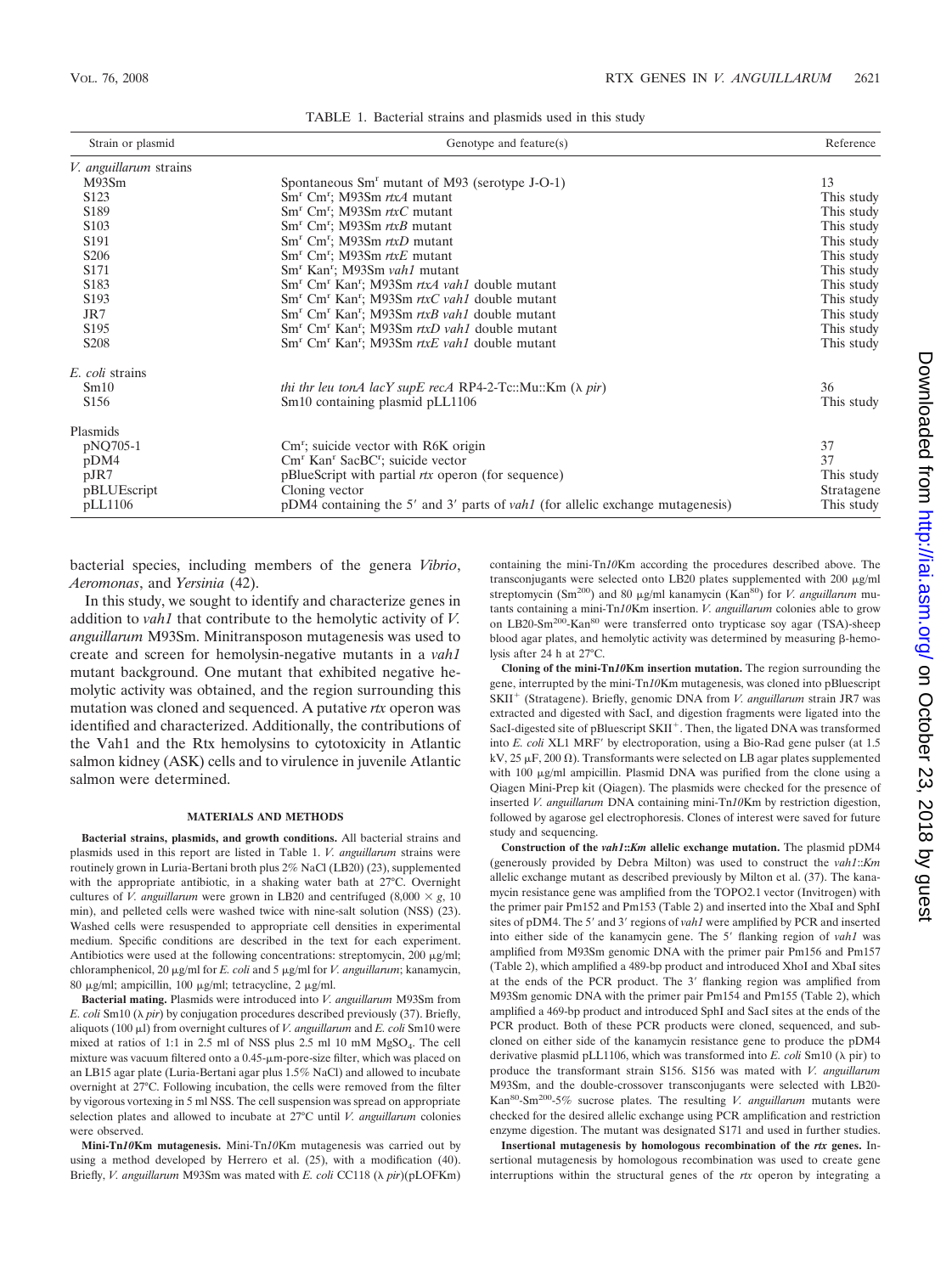TABLE 1. Bacterial strains and plasmids used in this study

| Strain or plasmid | Genotype and feature(s) | Reference |
|---|---|---|
| *V. anguillarum* strains | | |
| M93Sm | Spontaneous Sm$^r$ mutant of M93 (serotype J-O-1) | 13 |
| S123 | Sm$^r$ Cm$^r$; M93Sm *rtxA* mutant | This study |
| S189 | Sm$^r$ Cm$^r$; M93Sm *rtxC* mutant | This study |
| S103 | Sm$^r$ Cm$^r$; M93Sm *rtxB* mutant | This study |
| S191 | Sm$^r$ Cm$^r$; M93Sm *rtxD* mutant | This study |
| S206 | Sm$^r$ Cm$^r$; M93Sm *rtxE* mutant | This study |
| S171 | Sm$^r$ Kan$^r$; M93Sm *vah1* mutant | This study |
| S183 | Sm$^r$ Cm$^r$ Kan$^r$; M93Sm *rtxA vah1* double mutant | This study |
| S193 | Sm$^r$ Cm$^r$ Kan$^r$; M93Sm *rtxC vah1* double mutant | This study |
| JR7 | Sm$^r$ Cm$^r$ Kan$^r$; M93Sm *rtxB vah1* double mutant | This study |
| S195 | Sm$^r$ Cm$^r$ Kan$^r$; M93Sm *rtxD vah1* double mutant | This study |
| S208 | Sm$^r$ Cm$^r$ Kan$^r$; M93Sm *rtxE vah1* double mutant | This study |
| *E. coli* strains | | |
| Sm10 | *thi thr leu tonA lacY supE recA* RP4-2-Tc::Mu::Km (λ *pir*) | 36 |
| S156 | Sm10 containing plasmid pLL1106 | This study |
| Plasmids | | |
| pNQ705-1 | Cm$^r$; suicide vector with R6K origin | 37 |
| pDM4 | Cm$^r$ Kan$^r$ SacBC$^r$; suicide vector | 37 |
| pJR7 | pBlueScript with partial *rtx* operon (for sequence) | This study |
| pBLUEscript | Cloning vector | Stratagene |
| pLL1106 | pDM4 containing the 5′ and 3′ parts of *vah1* (for allelic exchange mutagenesis) | This study |

bacterial species, including members of the genera *Vibrio*, *Aeromonas*, and *Yersinia* (42).

In this study, we sought to identify and characterize genes in addition to *vah1* that contribute to the hemolytic activity of *V. anguillarum* M93Sm. Minitransposon mutagenesis was used to create and screen for hemolysin-negative mutants in a *vah1* mutant background. One mutant that exhibited negative hemolytic activity was obtained, and the region surrounding this mutation was cloned and sequenced. A putative *rtx* operon was identified and characterized. Additionally, the contributions of the Vah1 and the Rtx hemolysins to cytotoxicity in Atlantic salmon kidney (ASK) cells and to virulence in juvenile Atlantic salmon were determined.

## MATERIALS AND METHODS

**Bacterial strains, plasmids, and growth conditions.** All bacterial strains and plasmids used in this report are listed in Table 1. *V. anguillarum* strains were routinely grown in Luria-Bertani broth plus 2% NaCl (LB20) (23), supplemented with the appropriate antibiotic, in a shaking water bath at 27°C. Overnight cultures of *V. anguillarum* were grown in LB20 and centrifuged (8,000 × *g*, 10 min), and pelleted cells were washed twice with nine-salt solution (NSS) (23). Washed cells were resuspended to appropriate cell densities in experimental medium. Specific conditions are described in the text for each experiment. Antibiotics were used at the following concentrations: streptomycin, 200 μg/ml; chloramphenicol, 20 μg/ml for *E. coli* and 5 μg/ml for *V. anguillarum*; kanamycin, 80 μg/ml; ampicillin, 100 μg/ml; tetracycline, 2 μg/ml.

**Bacterial mating.** Plasmids were introduced into *V. anguillarum* M93Sm from *E. coli* Sm10 (λ *pir*) by conjugation procedures described previously (37). Briefly, aliquots (100 μl) from overnight cultures of *V. anguillarum* and *E. coli* Sm10 were mixed at ratios of 1:1 in 2.5 ml of NSS plus 2.5 ml 10 mM $MgSO_4$. The cell mixture was vacuum filtered onto a 0.45-μm-pore-size filter, which was placed on an LB15 agar plate (Luria-Bertani agar plus 1.5% NaCl) and allowed to incubate overnight at 27°C. Following incubation, the cells were removed from the filter by vigorous vortexing in 5 ml NSS. The cell suspension was spread on appropriate selection plates and allowed to incubate at 27°C until *V. anguillarum* colonies were observed.

**Mini-Tn*10*Km mutagenesis.** Mini-Tn*10*Km mutagenesis was carried out by using a method developed by Herrero et al. (25), with a modification (40). Briefly, *V. anguillarum* M93Sm was mated with *E. coli* CC118 (λ *pir*)(pLOFKm) containing the mini-Tn*10*Km according the procedures described above. The transconjugants were selected onto LB20 plates supplemented with 200 μg/ml streptomycin (Sm$^{200}$) and 80 μg/ml kanamycin (Kan$^{80}$) for *V. anguillarum* mutants containing a mini-Tn*10*Km insertion. *V. anguillarum* colonies able to grow on LB20-Sm$^{200}$-Kan$^{80}$ were transferred onto trypticase soy agar (TSA)-sheep blood agar plates, and hemolytic activity was determined by measuring β-hemolysis after 24 h at 27°C.

**Cloning of the mini-Tn*10*Km insertion mutation.** The region surrounding the gene, interrupted by the mini-Tn*10*Km mutagenesis, was cloned into pBluescript SKII$^+$ (Stratagene). Briefly, genomic DNA from *V. anguillarum* strain JR7 was extracted and digested with SacI, and digestion fragments were ligated into the SacI-digested site of pBluescript SKII$^+$. Then, the ligated DNA was transformed into *E. coli* XL1 MRF′ by electroporation, using a Bio-Rad gene pulser (at 1.5 kV, 25 μF, 200 Ω). Transformants were selected on LB agar plates supplemented with 100 μg/ml ampicillin. Plasmid DNA was purified from the clone using a Qiagen Mini-Prep kit (Qiagen). The plasmids were checked for the presence of inserted *V. anguillarum* DNA containing mini-Tn*10*Km by restriction digestion, followed by agarose gel electrophoresis. Clones of interest were saved for future study and sequencing.

**Construction of the *vah1*::*Km* allelic exchange mutation.** The plasmid pDM4 (generously provided by Debra Milton) was used to construct the *vah1*::*Km* allelic exchange mutant as described previously by Milton et al. (37). The kanamycin resistance gene was amplified from the TOPO2.1 vector (Invitrogen) with the primer pair Pm152 and Pm153 (Table 2) and inserted into the XbaI and SphI sites of pDM4. The 5′ and 3′ regions of *vah1* were amplified by PCR and inserted into either side of the kanamycin gene. The 5′ flanking region of *vah1* was amplified from M93Sm genomic DNA with the primer pair Pm156 and Pm157 (Table 2), which amplified a 489-bp product and introduced XhoI and XbaI sites at the ends of the PCR product. The 3′ flanking region was amplified from M93Sm genomic DNA with the primer pair Pm154 and Pm155 (Table 2), which amplified a 469-bp product and introduced SphI and SacI sites at the ends of the PCR product. Both of these PCR products were cloned, sequenced, and subcloned on either side of the kanamycin resistance gene to produce the pDM4 derivative plasmid pLL1106, which was transformed into *E. coli* Sm10 (λ pir) to produce the transformant strain S156. S156 was mated with *V. anguillarum* M93Sm, and the double-crossover transconjugants were selected with LB20-Kan$^{80}$-Sm$^{200}$-5% sucrose plates. The resulting *V. anguillarum* mutants were checked for the desired allelic exchange using PCR amplification and restriction enzyme digestion. The mutant was designated S171 and used in further studies.

**Insertional mutagenesis by homologous recombination of the *rtx* genes.** Insertional mutagenesis by homologous recombination was used to create gene interruptions within the structural genes of the *rtx* operon by integrating a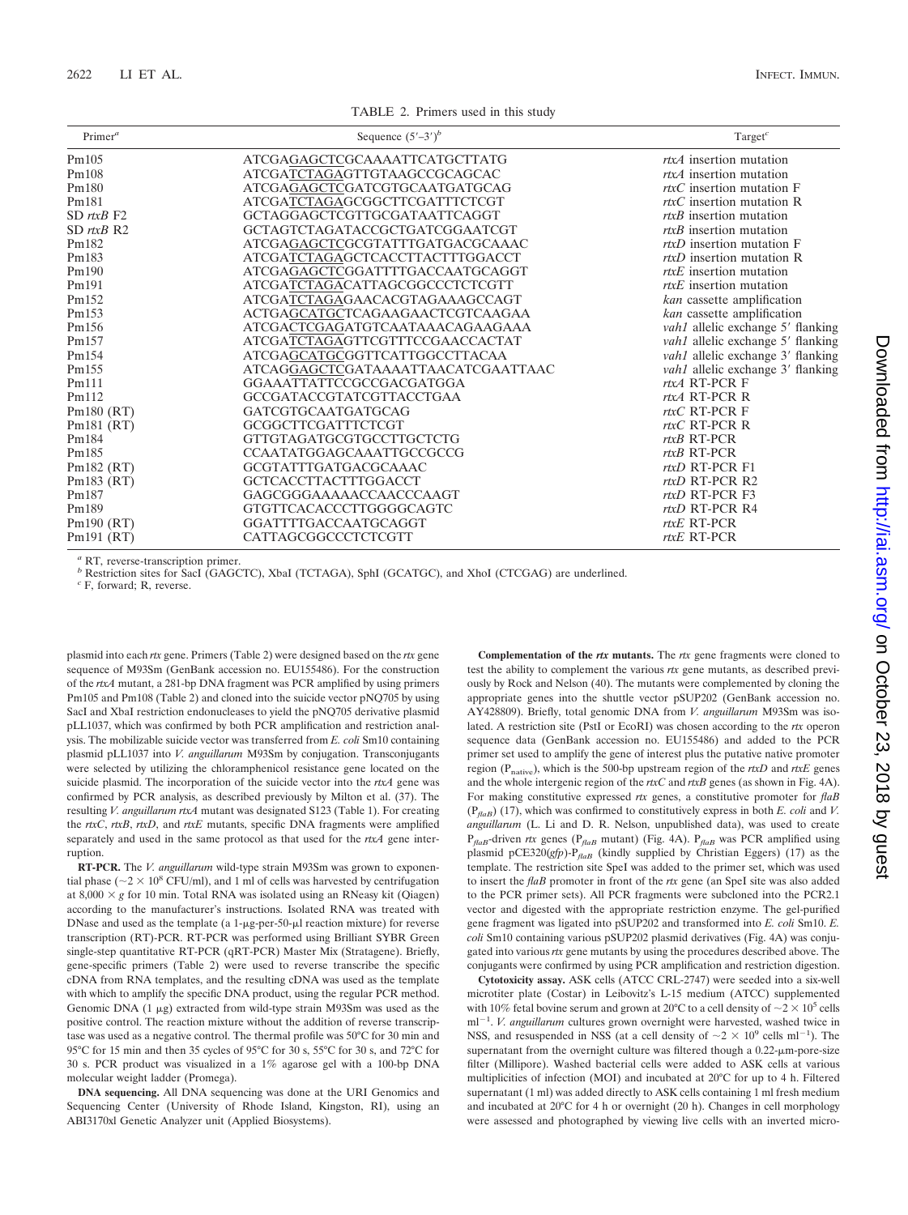TABLE 2. Primers used in this study

| Primer[a] | Sequence (5′–3′)[b] | Target[c] |
|---|---|---|
| Pm105 | ATCGAGAGCTCGCAAAATTCATGCTTATG | *rtxA* insertion mutation |
| Pm108 | ATCGATCTAGAGTTGTAAGCCGCAGCAC | *rtxA* insertion mutation |
| Pm180 | ATCGAGAGCTCGATCGTGCAATGATGCAG | *rtxC* insertion mutation F |
| Pm181 | ATCGATCTAGAGCGGCTTCGATTTCTCGT | *rtxC* insertion mutation R |
| SD *rtxB* F2 | GCTAGGAGCTCGTTGCGATAATTCAGGT | *rtxB* insertion mutation |
| SD *rtxB* R2 | GCTAGTCTAGATACCGCTGATCGGAATCGT | *rtxB* insertion mutation |
| Pm182 | ATCGAGAGCTCGCGTATTTGATGACGCAAAC | *rtxD* insertion mutation F |
| Pm183 | ATCGATCTAGAGCTCACCTTACTTTGGACCT | *rtxD* insertion mutation R |
| Pm190 | ATCGAGAGCTCGGATTTTGACCAATGCAGGT | *rtxE* insertion mutation |
| Pm191 | ATCGATCTAGACATTAGCGGCCCTCTCGTT | *rtxE* insertion mutation |
| Pm152 | ATCGATCTAGAGAACACGTAGAAAGCCAGT | *kan* cassette amplification |
| Pm153 | ACTGAGCATGCTCAGAAGAACTCGTCAAGAA | *kan* cassette amplification |
| Pm156 | ATCGACTCGAGATGTCAATAAACAGAAGAAA | *vah1* allelic exchange 5′ flanking |
| Pm157 | ATCGATCTAGAGTTCGTTTCCGAACCACTAT | *vah1* allelic exchange 5′ flanking |
| Pm154 | ATCGAGCATGCGGTTCATTGGCCTTACAA | *vah1* allelic exchange 3′ flanking |
| Pm155 | ATCAGGAGCTCGATAAAATTAACATCGAATTAAC | *vah1* allelic exchange 3′ flanking |
| Pm111 | GGAAATTATTCCGCCGACGATGGA | *rtxA* RT-PCR F |
| Pm112 | GCCGATACCGTATCGTTACCTGAA | *rtxA* RT-PCR R |
| Pm180 (RT) | GATCGTGCAATGATGCAG | *rtxC* RT-PCR F |
| Pm181 (RT) | GCGGCTTCGATTTCTCGT | *rtxC* RT-PCR R |
| Pm184 | GTTGTAGATGCGTGCCTTGCTCTG | *rtxB* RT-PCR |
| Pm185 | CCAATATGGAGCAAATTGCCGCCG | *rtxB* RT-PCR |
| Pm182 (RT) | GCGTATTTGATGACGCAAAC | *rtxD* RT-PCR F1 |
| Pm183 (RT) | GCTCACCTTACTTTGGACCT | *rtxD* RT-PCR R2 |
| Pm187 | GAGCGGGAAAAACCAACCCAAGT | *rtxD* RT-PCR F3 |
| Pm189 | GTGTTCACACCCTTGGGGCAGTC | *rtxD* RT-PCR R4 |
| Pm190 (RT) | GGATTTTGACCAATGCAGGT | *rtxE* RT-PCR |
| Pm191 (RT) | CATTAGCGGCCCTCTCGTT | *rtxE* RT-PCR |

[a] RT, reverse-transcription primer.
[b] Restriction sites for SacI (GAGCTC), XbaI (TCTAGA), SphI (GCATGC), and XhoI (CTCGAG) are underlined.
[c] F, forward; R, reverse.

plasmid into each *rtx* gene. Primers (Table 2) were designed based on the *rtx* gene sequence of M93Sm (GenBank accession no. EU155486). For the construction of the *rtxA* mutant, a 281-bp DNA fragment was PCR amplified by using primers Pm105 and Pm108 (Table 2) and cloned into the suicide vector pNQ705 by using SacI and XbaI restriction endonucleases to yield the pNQ705 derivative plasmid pLL1037, which was confirmed by both PCR amplification and restriction analysis. The mobilizable suicide vector was transferred from *E. coli* Sm10 containing plasmid pLL1037 into *V. anguillarum* M93Sm by conjugation. Transconjugants were selected by utilizing the chloramphenicol resistance gene located on the suicide plasmid. The incorporation of the suicide vector into the *rtxA* gene was confirmed by PCR analysis, as described previously by Milton et al. (37). The resulting *V. anguillarum rtxA* mutant was designated S123 (Table 1). For creating the *rtxC*, *rtxB*, *rtxD*, and *rtxE* mutants, specific DNA fragments were amplified separately and used in the same protocol as that used for the *rtxA* gene interruption.

**RT-PCR.** The *V. anguillarum* wild-type strain M93Sm was grown to exponential phase (~$2 \times 10^8$ CFU/ml), and 1 ml of cells was harvested by centrifugation at $8,000 \times g$ for 10 min. Total RNA was isolated using an RNeasy kit (Qiagen) according to the manufacturer's instructions. Isolated RNA was treated with DNase and used as the template (a 1-μg-per-50-μl reaction mixture) for reverse transcription (RT)-PCR. RT-PCR was performed using Brilliant SYBR Green single-step quantitative RT-PCR (qRT-PCR) Master Mix (Stratagene). Briefly, gene-specific primers (Table 2) were used to reverse transcribe the specific cDNA from RNA templates, and the resulting cDNA was used as the template with which to amplify the specific DNA product, using the regular PCR method. Genomic DNA (1 μg) extracted from wild-type strain M93Sm was used as the positive control. The reaction mixture without the addition of reverse transcriptase was used as a negative control. The thermal profile was 50°C for 30 min and 95°C for 15 min and then 35 cycles of 95°C for 30 s, 55°C for 30 s, and 72°C for 30 s. PCR product was visualized in a 1% agarose gel with a 100-bp DNA molecular weight ladder (Promega).

**DNA sequencing.** All DNA sequencing was done at the URI Genomics and Sequencing Center (University of Rhode Island, Kingston, RI), using an ABI3170xl Genetic Analyzer unit (Applied Biosystems).

**Complementation of the *rtx* mutants.** The *rtx* gene fragments were cloned to test the ability to complement the various *rtx* gene mutants, as described previously by Rock and Nelson (40). The mutants were complemented by cloning the appropriate genes into the shuttle vector pSUP202 (GenBank accession no. AY428809). Briefly, total genomic DNA from *V. anguillarum* M93Sm was isolated. A restriction site (PstI or EcoRI) was chosen according to the *rtx* operon sequence data (GenBank accession no. EU155486) and added to the PCR primer set used to amplify the gene of interest plus the putative native promoter region ($P_{native}$), which is the 500-bp upstream region of the *rtxD* and *rtxE* genes and the whole intergenic region of the *rtxC* and *rtxB* genes (as shown in Fig. 4A). For making constitutive expressed *rtx* genes, a constitutive promoter for *flaB* ($P_{flaB}$) (17), which was confirmed to constitutively express in both *E. coli* and *V. anguillarum* (L. Li and D. R. Nelson, unpublished data), was used to create $P_{flaB}$-driven *rtx* genes ($P_{flaB}$ mutant) (Fig. 4A). $P_{flaB}$ was PCR amplified using plasmid pCE320(*gfp*)-$P_{flaB}$ (kindly supplied by Christian Eggers) (17) as the template. The restriction site SpeI was added to the primer set, which was used to insert the *flaB* promoter in front of the *rtx* gene (an SpeI site was also added to the PCR primer sets). All PCR fragments were subcloned into the PCR2.1 vector and digested with the appropriate restriction enzyme. The gel-purified gene fragment was ligated into pSUP202 and transformed into *E. coli* Sm10. *E. coli* Sm10 containing various pSUP202 plasmid derivatives (Fig. 4A) was conjugated into various *rtx* gene mutants by using the procedures described above. The conjugants were confirmed by using PCR amplification and restriction digestion.

**Cytotoxicity assay.** ASK cells (ATCC CRL-2747) were seeded into a six-well microtiter plate (Costar) in Leibovitz's L-15 medium (ATCC) supplemented with 10% fetal bovine serum and grown at 20°C to a cell density of ~$2 \times 10^5$ cells $ml^{-1}$. *V. anguillarum* cultures grown overnight were harvested, washed twice in NSS, and resuspended in NSS (at a cell density of ~$2 \times 10^9$ cells $ml^{-1}$). The supernatant from the overnight culture was filtered though a 0.22-μm-pore-size filter (Millipore). Washed bacterial cells were added to ASK cells at various multiplicities of infection (MOI) and incubated at 20°C for up to 4 h. Filtered supernatant (1 ml) was added directly to ASK cells containing 1 ml fresh medium and incubated at 20°C for 4 h or overnight (20 h). Changes in cell morphology were assessed and photographed by viewing live cells with an inverted micro-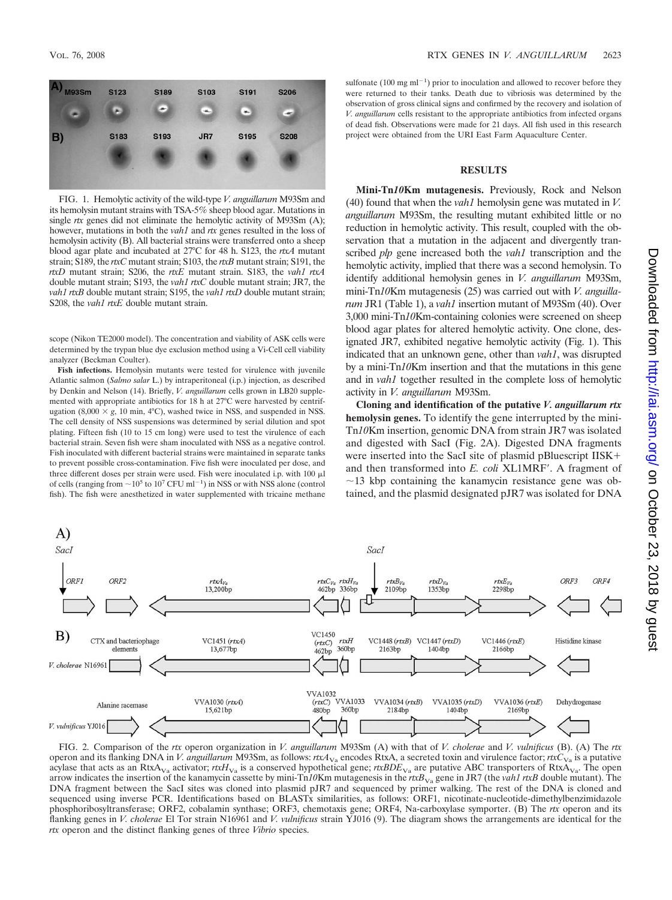FIG. 1. Hemolytic activity of the wild-type *V. anguillarum* M93Sm and its hemolysin mutant strains with TSA-5% sheep blood agar. Mutations in single *rtx* genes did not eliminate the hemolytic activity of M93Sm (A); however, mutations in both the *vah1* and *rtx* genes resulted in the loss of hemolysin activity (B). All bacterial strains were transferred onto a sheep blood agar plate and incubated at 27°C for 48 h. S123, the *rtxA* mutant strain; S189, the *rtxC* mutant strain; S103, the *rtxB* mutant strain; S191, the *rtxD* mutant strain; S206, the *rtxE* mutant strain. S183, the *vah1 rtxA* double mutant strain; S193, the *vah1 rtxC* double mutant strain; JR7, the *vah1 rtxB* double mutant strain; S195, the *vah1 rtxD* double mutant strain; S208, the *vah1 rtxE* double mutant strain.

scope (Nikon TE2000 model). The concentration and viability of ASK cells were determined by the trypan blue dye exclusion method using a Vi-Cell cell viability analyzer (Beckman Coulter).

**Fish infections.** Hemolysin mutants were tested for virulence with juvenile Atlantic salmon (*Salmo salar* L.) by intraperitoneal (i.p.) injection, as described by Denkin and Nelson (14). Briefly, *V. anguillarum* cells grown in LB20 supplemented with appropriate antibiotics for 18 h at 27°C were harvested by centrifugation (8,000 × *g*, 10 min, 4°C), washed twice in NSS, and suspended in NSS. The cell density of NSS suspensions was determined by serial dilution and spot plating. Fifteen fish (10 to 15 cm long) were used to test the virulence of each bacterial strain. Seven fish were sham inoculated with NSS as a negative control. Fish inoculated with different bacterial strains were maintained in separate tanks to prevent possible cross-contamination. Five fish were inoculated per dose, and three different doses per strain were used. Fish were inoculated i.p. with 100 μl of cells (ranging from $\sim 10^5$ to $10^7$ CFU $ml^{-1}$) in NSS or with NSS alone (control fish). The fish were anesthetized in water supplemented with tricaine methane sulfonate (100 mg $ml^{-1}$) prior to inoculation and allowed to recover before they were returned to their tanks. Death due to vibriosis was determined by the observation of gross clinical signs and confirmed by the recovery and isolation of *V. anguillarum* cells resistant to the appropriate antibiotics from infected organs of dead fish. Observations were made for 21 days. All fish used in this research project were obtained from the URI East Farm Aquaculture Center.

## RESULTS

**Mini-Tn*10*Km mutagenesis.** Previously, Rock and Nelson (40) found that when the *vah1* hemolysin gene was mutated in *V. anguillarum* M93Sm, the resulting mutant exhibited little or no reduction in hemolytic activity. This result, coupled with the observation that a mutation in the adjacent and divergently transcribed *plp* gene increased both the *vah1* transcription and the hemolytic activity, implied that there was a second hemolysin. To identify additional hemolysin genes in *V. anguillarum* M93Sm, mini-Tn*10*Km mutagenesis (25) was carried out with *V. anguillarum* JR1 (Table 1), a *vah1* insertion mutant of M93Sm (40). Over 3,000 mini-Tn*10*Km-containing colonies were screened on sheep blood agar plates for altered hemolytic activity. One clone, designated JR7, exhibited negative hemolytic activity (Fig. 1). This indicated that an unknown gene, other than *vah1*, was disrupted by a mini-Tn*10*Km insertion and that the mutations in this gene and in *vah1* together resulted in the complete loss of hemolytic activity in *V. anguillarum* M93Sm.

**Cloning and identification of the putative *V. anguillarum rtx* hemolysin genes.** To identify the gene interrupted by the mini-Tn*10*Km insertion, genomic DNA from strain JR7 was isolated and digested with SacI (Fig. 2A). Digested DNA fragments were inserted into the SacI site of plasmid pBluescript IISK+ and then transformed into *E. coli* XL1MRF′. A fragment of ~13 kbp containing the kanamycin resistance gene was obtained, and the plasmid designated pJR7 was isolated for DNA

FIG. 2. Comparison of the *rtx* operon organization in *V. anguillarum* M93Sm (A) with that of *V. cholerae* and *V. vulnificus* (B). (A) The *rtx* operon and its flanking DNA in *V. anguillarum* M93Sm, as follows: $rtxA_{Va}$ encodes RtxA, a secreted toxin and virulence factor; $rtxC_{Va}$ is a putative acylase that acts as an $RtxA_{Va}$ activator; $rtxH_{Va}$ is a conserved hypothetical gene; $rtxBDE_{Va}$ are putative ABC transporters of $RtxA_{Va}$. The open arrow indicates the insertion of the kanamycin cassette by mini-Tn*10*Km mutagenesis in the $rtxB_{Va}$ gene in JR7 (the *vah1 rtxB* double mutant). The DNA fragment between the SacI sites was cloned into plasmid pJR7 and sequenced by primer walking. The rest of the DNA is cloned and sequenced using inverse PCR. Identifications based on BLASTx similarities, as follows: ORF1, nicotinate-nucleotide-dimethylbenzimidazole phosphoribosyltransferase; ORF2, cobalamin synthase; ORF3, chemotaxis gene; ORF4, Na-carboxylase symporter. (B) The *rtx* operon and its flanking genes in *V. cholerae* El Tor strain N16961 and *V. vulnificus* strain YJ016 (9). The diagram shows the arrangements are identical for the *rtx* operon and the distinct flanking genes of three *Vibrio* species.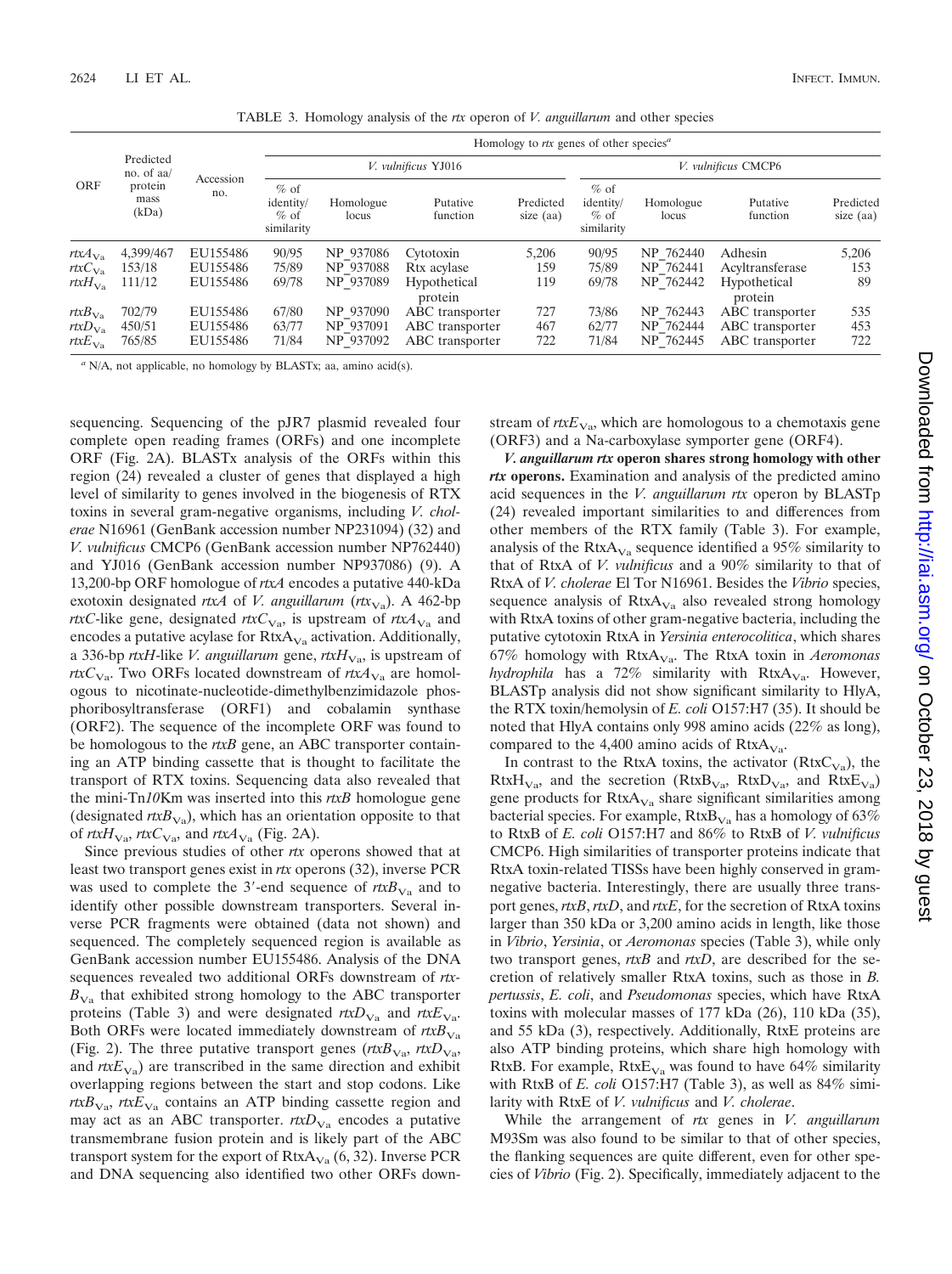TABLE 3. Homology analysis of the *rtx* operon of *V. anguillarum* and other species

| ORF | Predicted no. of aa/ protein mass (kDa) | Accession no. | Homology to *rtx* genes of other species[a] | | | | | | | |
|---|---|---|---|---|---|---|---|---|---|---|
| | | | *V. vulnificus* YJ016 | | | | *V. vulnificus* CMCP6 | | | |
| | | | % of identity/ % of similarity | Homologue locus | Putative function | Predicted size (aa) | % of identity/ % of similarity | Homologue locus | Putative function | Predicted size (aa) |
| $rtxA_{Va}$ | 4,399/467 | EU155486 | 90/95 | NP_937086 | Cytotoxin | 5,206 | 90/95 | NP_762440 | Adhesin | 5,206 |
| $rtxC_{Va}$ | 153/18 | EU155486 | 75/89 | NP_937088 | Rtx acylase | 159 | 75/89 | NP_762441 | Acyltransferase | 153 |
| $rtxH_{Va}$ | 111/12 | EU155486 | 69/78 | NP_937089 | Hypothetical protein | 119 | 69/78 | NP_762442 | Hypothetical protein | 89 |
| $rtxB_{Va}$ | 702/79 | EU155486 | 67/80 | NP_937090 | ABC transporter | 727 | 73/86 | NP_762443 | ABC transporter | 535 |
| $rtxD_{Va}$ | 450/51 | EU155486 | 63/77 | NP_937091 | ABC transporter | 467 | 62/77 | NP_762444 | ABC transporter | 453 |
| $rtxE_{Va}$ | 765/85 | EU155486 | 71/84 | NP_937092 | ABC transporter | 722 | 71/84 | NP_762445 | ABC transporter | 722 |

[a] N/A, not applicable, no homology by BLASTx; aa, amino acid(s).

sequencing. Sequencing of the pJR7 plasmid revealed four complete open reading frames (ORFs) and one incomplete ORF (Fig. 2A). BLASTx analysis of the ORFs within this region (24) revealed a cluster of genes that displayed a high level of similarity to genes involved in the biogenesis of RTX toxins in several gram-negative organisms, including *V. cholerae* N16961 (GenBank accession number NP231094) (32) and *V. vulnificus* CMCP6 (GenBank accession number NP762440) and YJ016 (GenBank accession number NP937086) (9). A 13,200-bp ORF homologue of *rtxA* encodes a putative 440-kDa exotoxin designated *rtxA* of *V. anguillarum* ($rtx_{Va}$). A 462-bp *rtxC*-like gene, designated $rtxC_{Va}$, is upstream of $rtxA_{Va}$ and encodes a putative acylase for $RtxA_{Va}$ activation. Additionally, a 336-bp *rtxH*-like *V. anguillarum* gene, $rtxH_{Va}$, is upstream of $rtxC_{Va}$. Two ORFs located downstream of $rtxA_{Va}$ are homologous to nicotinate-nucleotide-dimethylbenzimidazole phosphoribosyltransferase (ORF1) and cobalamin synthase (ORF2). The sequence of the incomplete ORF was found to be homologous to the *rtxB* gene, an ABC transporter containing an ATP binding cassette that is thought to facilitate the transport of RTX toxins. Sequencing data also revealed that the mini-Tn*10*Km was inserted into this *rtxB* homologue gene (designated $rtxB_{Va}$), which has an orientation opposite to that of $rtxH_{Va}$, $rtxC_{Va}$, and $rtxA_{Va}$ (Fig. 2A).

Since previous studies of other *rtx* operons showed that at least two transport genes exist in *rtx* operons (32), inverse PCR was used to complete the 3′-end sequence of $rtxB_{Va}$ and to identify other possible downstream transporters. Several inverse PCR fragments were obtained (data not shown) and sequenced. The completely sequenced region is available as GenBank accession number EU155486. Analysis of the DNA sequences revealed two additional ORFs downstream of $rtxB_{Va}$ that exhibited strong homology to the ABC transporter proteins (Table 3) and were designated $rtxD_{Va}$ and $rtxE_{Va}$. Both ORFs were located immediately downstream of $rtxB_{Va}$ (Fig. 2). The three putative transport genes ($rtxB_{Va}$, $rtxD_{Va}$, and $rtxE_{Va}$) are transcribed in the same direction and exhibit overlapping regions between the start and stop codons. Like $rtxB_{Va}$, $rtxE_{Va}$ contains an ATP binding cassette region and may act as an ABC transporter. $rtxD_{Va}$ encodes a putative transmembrane fusion protein and is likely part of the ABC transport system for the export of $RtxA_{Va}$ (6, 32). Inverse PCR and DNA sequencing also identified two other ORFs downstream of $rtxE_{Va}$, which are homologous to a chemotaxis gene (ORF3) and a Na-carboxylase symporter gene (ORF4).

***V. anguillarum rtx* operon shares strong homology with other *rtx* operons.** Examination and analysis of the predicted amino acid sequences in the *V. anguillarum rtx* operon by BLASTp (24) revealed important similarities to and differences from other members of the RTX family (Table 3). For example, analysis of the $RtxA_{Va}$ sequence identified a 95% similarity to that of RtxA of *V. vulnificus* and a 90% similarity to that of RtxA of *V. cholerae* El Tor N16961. Besides the *Vibrio* species, sequence analysis of $RtxA_{Va}$ also revealed strong homology with RtxA toxins of other gram-negative bacteria, including the putative cytotoxin RtxA in *Yersinia enterocolitica*, which shares 67% homology with $RtxA_{Va}$. The RtxA toxin in *Aeromonas hydrophila* has a 72% similarity with $RtxA_{Va}$. However, BLASTp analysis did not show significant similarity to HlyA, the RTX toxin/hemolysin of *E. coli* O157:H7 (35). It should be noted that HlyA contains only 998 amino acids (22% as long), compared to the 4,400 amino acids of $RtxA_{Va}$.

In contrast to the RtxA toxins, the activator ($RtxC_{Va}$), the $RtxH_{Va}$, and the secretion ($RtxB_{Va}$, $RtxD_{Va}$, and $RtxE_{Va}$) gene products for $RtxA_{Va}$ share significant similarities among bacterial species. For example, $RtxB_{Va}$ has a homology of 63% to RtxB of *E. coli* O157:H7 and 86% to RtxB of *V. vulnificus* CMCP6. High similarities of transporter proteins indicate that RtxA toxin-related TISSs have been highly conserved in gram-negative bacteria. Interestingly, there are usually three transport genes, *rtxB*, *rtxD*, and *rtxE*, for the secretion of RtxA toxins larger than 350 kDa or 3,200 amino acids in length, like those in *Vibrio*, *Yersinia*, or *Aeromonas* species (Table 3), while only two transport genes, *rtxB* and *rtxD*, are described for the secretion of relatively smaller RtxA toxins, such as those in *B. pertussis*, *E. coli*, and *Pseudomonas* species, which have RtxA toxins with molecular masses of 177 kDa (26), 110 kDa (35), and 55 kDa (3), respectively. Additionally, RtxE proteins are also ATP binding proteins, which share high homology with RtxB. For example, $RtxE_{Va}$ was found to have 64% similarity with RtxB of *E. coli* O157:H7 (Table 3), as well as 84% similarity with RtxE of *V. vulnificus* and *V. cholerae*.

While the arrangement of *rtx* genes in *V. anguillarum* M93Sm was also found to be similar to that of other species, the flanking sequences are quite different, even for other species of *Vibrio* (Fig. 2). Specifically, immediately adjacent to the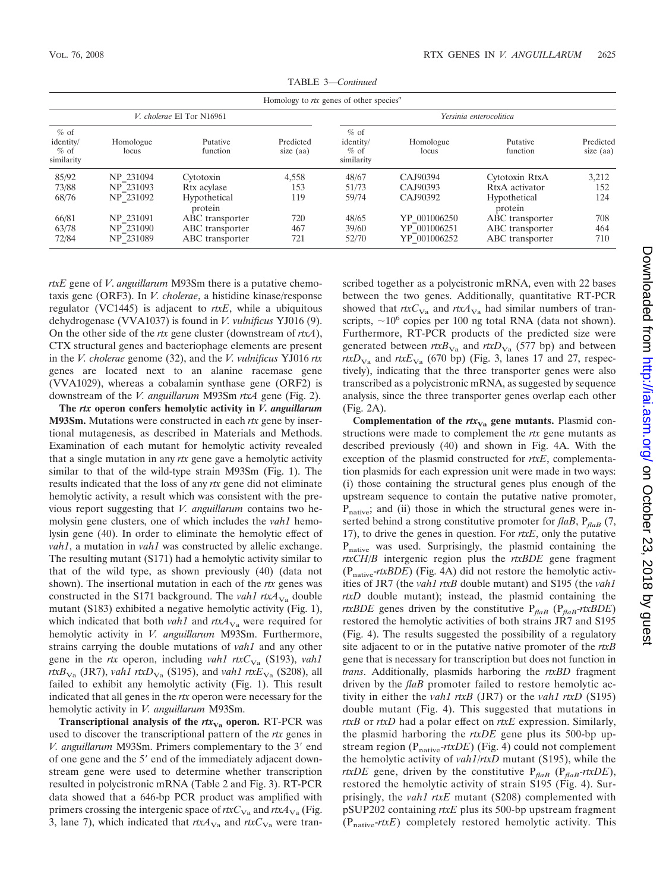TABLE 3—*Continued*

| Homology to *rtx* genes of other species[a] | | | | | | | |
|---|---|---|---|---|---|---|---|
| *V. cholerae* El Tor N16961 | | | | *Yersinia enterocolitica* | | | |
| % of identity/ % of similarity | Homologue locus | Putative function | Predicted size (aa) | % of identity/ % of similarity | Homologue locus | Putative function | Predicted size (aa) |
| 85/92 | NP_231094 | Cytotoxin | 4,558 | 48/67 | CAJ90394 | Cytotoxin RtxA | 3,212 |
| 73/88 | NP_231093 | Rtx acylase | 153 | 51/73 | CAJ90393 | RtxA activator | 152 |
| 68/76 | NP_231092 | Hypothetical protein | 119 | 59/74 | CAJ90392 | Hypothetical protein | 124 |
| 66/81 | NP_231091 | ABC transporter | 720 | 48/65 | YP_001006250 | ABC transporter | 708 |
| 63/78 | NP_231090 | ABC transporter | 467 | 39/60 | YP_001006251 | ABC transporter | 464 |
| 72/84 | NP_231089 | ABC transporter | 721 | 52/70 | YP_001006252 | ABC transporter | 710 |

*rtxE* gene of *V. anguillarum* M93Sm there is a putative chemotaxis gene (ORF3). In *V. cholerae*, a histidine kinase/response regulator (VC1445) is adjacent to *rtxE*, while a ubiquitous dehydrogenase (VVA1037) is found in *V. vulnificus* YJ016 (9). On the other side of the *rtx* gene cluster (downstream of *rtxA*), CTX structural genes and bacteriophage elements are present in the *V. cholerae* genome (32), and the *V. vulnificus* YJ016 *rtx* genes are located next to an alanine racemase gene (VVA1029), whereas a cobalamin synthase gene (ORF2) is downstream of the *V. anguillarum* M93Sm *rtxA* gene (Fig. 2).

**The *rtx* operon confers hemolytic activity in *V. anguillarum* M93Sm.** Mutations were constructed in each *rtx* gene by insertional mutagenesis, as described in Materials and Methods. Examination of each mutant for hemolytic activity revealed that a single mutation in any *rtx* gene gave a hemolytic activity similar to that of the wild-type strain M93Sm (Fig. 1). The results indicated that the loss of any *rtx* gene did not eliminate hemolytic activity, a result which was consistent with the previous report suggesting that *V. anguillarum* contains two hemolysin gene clusters, one of which includes the *vah1* hemolysin gene (40). In order to eliminate the hemolytic effect of *vah1*, a mutation in *vah1* was constructed by allelic exchange. The resulting mutant (S171) had a hemolytic activity similar to that of the wild type, as shown previously (40) (data not shown). The insertional mutation in each of the *rtx* genes was constructed in the S171 background. The *vah1* $rtxA_{Va}$ double mutant (S183) exhibited a negative hemolytic activity (Fig. 1), which indicated that both *vah1* and $rtxA_{Va}$ were required for hemolytic activity in *V. anguillarum* M93Sm. Furthermore, strains carrying the double mutations of *vah1* and any other gene in the *rtx* operon, including *vah1* $rtxC_{Va}$ (S193), *vah1* $rtxB_{Va}$ (JR7), *vah1* $rtxD_{Va}$ (S195), and *vah1* $rtxE_{Va}$ (S208), all failed to exhibit any hemolytic activity (Fig. 1). This result indicated that all genes in the *rtx* operon were necessary for the hemolytic activity in *V. anguillarum* M93Sm.

**Transcriptional analysis of the $rtx_{Va}$ operon.** RT-PCR was used to discover the transcriptional pattern of the *rtx* genes in *V. anguillarum* M93Sm. Primers complementary to the 3′ end of one gene and the 5′ end of the immediately adjacent downstream gene were used to determine whether transcription resulted in polycistronic mRNA (Table 2 and Fig. 3). RT-PCR data showed that a 646-bp PCR product was amplified with primers crossing the intergenic space of $rtxC_{Va}$ and $rtxA_{Va}$ (Fig. 3, lane 7), which indicated that $rtxA_{Va}$ and $rtxC_{Va}$ were transcribed together as a polycistronic mRNA, even with 22 bases between the two genes. Additionally, quantitative RT-PCR showed that $rtxC_{Va}$ and $rtxA_{Va}$ had similar numbers of transcripts, $\sim 10^6$ copies per 100 ng total RNA (data not shown). Furthermore, RT-PCR products of the predicted size were generated between $rtxB_{Va}$ and $rtxD_{Va}$ (577 bp) and between $rtxD_{Va}$ and $rtxE_{Va}$ (670 bp) (Fig. 3, lanes 17 and 27, respectively), indicating that the three transporter genes were also transcribed as a polycistronic mRNA, as suggested by sequence analysis, since the three transporter genes overlap each other (Fig. 2A).

**Complementation of the $rtx_{Va}$ gene mutants.** Plasmid constructions were made to complement the *rtx* gene mutants as described previously (40) and shown in Fig. 4A. With the exception of the plasmid constructed for *rtxE*, complementation plasmids for each expression unit were made in two ways: (i) those containing the structural genes plus enough of the upstream sequence to contain the putative native promoter, $P_{native}$; and (ii) those in which the structural genes were inserted behind a strong constitutive promoter for *flaB*, $P_{flaB}$ (7, 17), to drive the genes in question. For *rtxE*, only the putative $P_{native}$ was used. Surprisingly, the plasmid containing the *rtxCH*/*B* intergenic region plus the *rtxBDE* gene fragment ($P_{native}$-*rtxBDE*) (Fig. 4A) did not restore the hemolytic activities of JR7 (the *vah1 rtxB* double mutant) and S195 (the *vah1 rtxD* double mutant); instead, the plasmid containing the *rtxBDE* genes driven by the constitutive $P_{flaB}$ ($P_{flaB}$-*rtxBDE*) restored the hemolytic activities of both strains JR7 and S195 (Fig. 4). The results suggested the possibility of a regulatory site adjacent to or in the putative native promoter of the *rtxB* gene that is necessary for transcription but does not function in *trans*. Additionally, plasmids harboring the *rtxBD* fragment driven by the *flaB* promoter failed to restore hemolytic activity in either the *vah1 rtxB* (JR7) or the *vah1 rtxD* (S195) double mutant (Fig. 4). This suggested that mutations in *rtxB* or *rtxD* had a polar effect on *rtxE* expression. Similarly, the plasmid harboring the *rtxDE* gene plus its 500-bp upstream region ($P_{native}$-*rtxDE*) (Fig. 4) could not complement the hemolytic activity of *vah1*/*rtxD* mutant (S195), while the *rtxDE* gene, driven by the constitutive $P_{flaB}$ ($P_{flaB}$-*rtxDE*), restored the hemolytic activity of strain S195 (Fig. 4). Surprisingly, the *vah1 rtxE* mutant (S208) complemented with pSUP202 containing *rtxE* plus its 500-bp upstream fragment ($P_{native}$-*rtxE*) completely restored hemolytic activity. This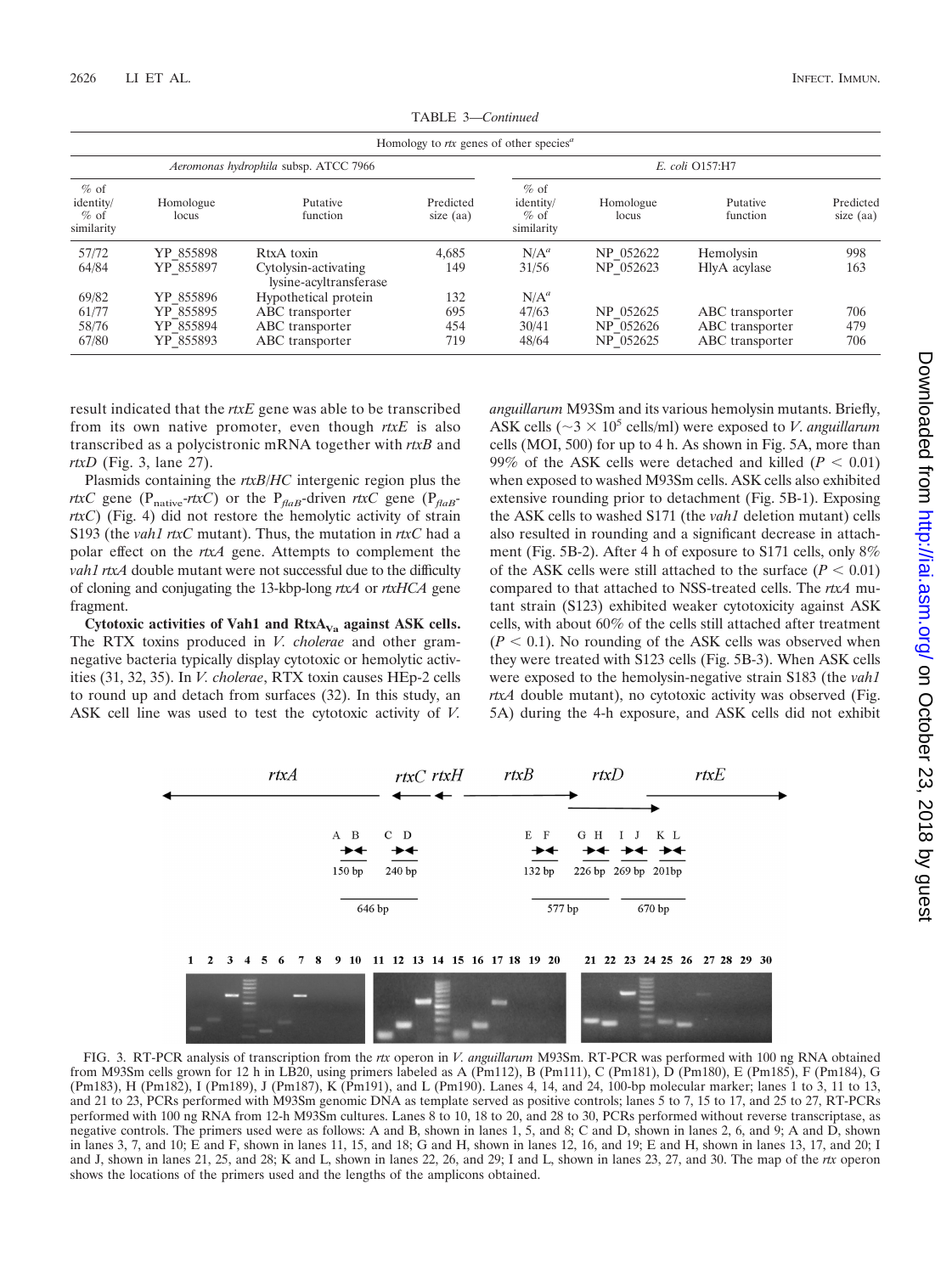TABLE 3—*Continued*

| Homology to *rtx* genes of other species[a] | | | | | | | |
|---|---|---|---|---|---|---|---|
| *Aeromonas hydrophila* subsp. ATCC 7966 | | | | *E. coli* O157:H7 | | | |
| % of identity/ % of similarity | Homologue locus | Putative function | Predicted size (aa) | % of identity/ % of similarity | Homologue locus | Putative function | Predicted size (aa) |
| 57/72 | YP_855898 | RtxA toxin | 4,685 | N/A[a] | NP_052622 | Hemolysin | 998 |
| 64/84 | YP_855897 | Cytolysin-activating lysine-acyltransferase | 149 | 31/56 | NP_052623 | HlyA acylase | 163 |
| 69/82 | YP_855896 | Hypothetical protein | 132 | N/A[a] | | | |
| 61/77 | YP_855895 | ABC transporter | 695 | 47/63 | NP_052625 | ABC transporter | 706 |
| 58/76 | YP_855894 | ABC transporter | 454 | 30/41 | NP_052626 | ABC transporter | 479 |
| 67/80 | YP_855893 | ABC transporter | 719 | 48/64 | NP_052625 | ABC transporter | 706 |

result indicated that the *rtxE* gene was able to be transcribed from its own native promoter, even though *rtxE* is also transcribed as a polycistronic mRNA together with *rtxB* and *rtxD* (Fig. 3, lane 27).

Plasmids containing the *rtxB*/*HC* intergenic region plus the *rtxC* gene ($P_{native}$-*rtxC*) or the $P_{flaB}$-driven *rtxC* gene ($P_{flaB}$-*rtxC*) (Fig. 4) did not restore the hemolytic activity of strain S193 (the *vah1 rtxC* mutant). Thus, the mutation in *rtxC* had a polar effect on the *rtxA* gene. Attempts to complement the *vah1 rtxA* double mutant were not successful due to the difficulty of cloning and conjugating the 13-kbp-long *rtxA* or *rtxHCA* gene fragment.

**Cytotoxic activities of Vah1 and $RtxA_{Va}$ against ASK cells.** The RTX toxins produced in *V. cholerae* and other gram-negative bacteria typically display cytotoxic or hemolytic activities (31, 32, 35). In *V. cholerae*, RTX toxin causes HEp-2 cells to round up and detach from surfaces (32). In this study, an ASK cell line was used to test the cytotoxic activity of *V. anguillarum* M93Sm and its various hemolysin mutants. Briefly, ASK cells (~$3 \times 10^5$ cells/ml) were exposed to *V. anguillarum* cells (MOI, 500) for up to 4 h. As shown in Fig. 5A, more than 99% of the ASK cells were detached and killed ($P < 0.01$) when exposed to washed M93Sm cells. ASK cells also exhibited extensive rounding prior to detachment (Fig. 5B-1). Exposing the ASK cells to washed S171 (the *vah1* deletion mutant) cells also resulted in rounding and a significant decrease in attachment (Fig. 5B-2). After 4 h of exposure to S171 cells, only 8% of the ASK cells were still attached to the surface ($P < 0.01$) compared to that attached to NSS-treated cells. The *rtxA* mutant strain (S123) exhibited weaker cytotoxicity against ASK cells, with about 60% of the cells still attached after treatment ($P < 0.1$). No rounding of the ASK cells was observed when they were treated with S123 cells (Fig. 5B-3). When ASK cells were exposed to the hemolysin-negative strain S183 (the *vah1 rtxA* double mutant), no cytotoxic activity was observed (Fig. 5A) during the 4-h exposure, and ASK cells did not exhibit

FIG. 3. RT-PCR analysis of transcription from the *rtx* operon in *V. anguillarum* M93Sm. RT-PCR was performed with 100 ng RNA obtained from M93Sm cells grown for 12 h in LB20, using primers labeled as A (Pm112), B (Pm111), C (Pm181), D (Pm180), E (Pm185), F (Pm184), G (Pm183), H (Pm182), I (Pm189), J (Pm187), K (Pm191), and L (Pm190). Lanes 4, 14, and 24, 100-bp molecular marker; lanes 1 to 3, 11 to 13, and 21 to 23, PCRs performed with M93Sm genomic DNA as template served as positive controls; lanes 5 to 7, 15 to 17, and 25 to 27, RT-PCRs performed with 100 ng RNA from 12-h M93Sm cultures. Lanes 8 to 10, 18 to 20, and 28 to 30, PCRs performed without reverse transcriptase, as negative controls. The primers used were as follows: A and B, shown in lanes 1, 5, and 8; C and D, shown in lanes 2, 6, and 9; A and D, shown in lanes 3, 7, and 10; E and F, shown in lanes 11, 15, and 18; G and H, shown in lanes 12, 16, and 19; E and H, shown in lanes 13, 17, and 20; I and J, shown in lanes 21, 25, and 28; K and L, shown in lanes 22, 26, and 29; I and L, shown in lanes 23, 27, and 30. The map of the *rtx* operon shows the locations of the primers used and the lengths of the amplicons obtained.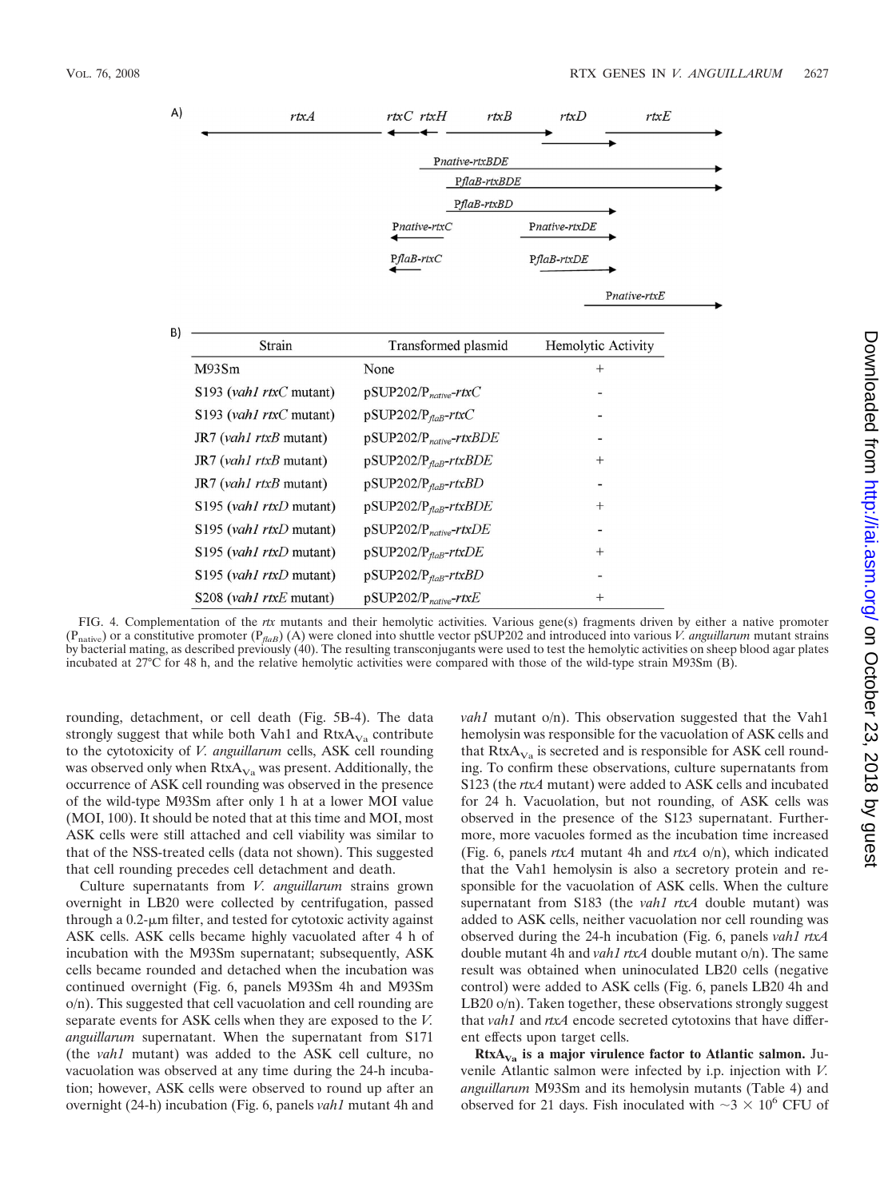A)

| | | | | | |
|---|---|---|---|---|---|
| *rtxA* | *rtxC* | *rtxH* | *rtxB* | *rtxD* | *rtxE* |

Pnative-rtxBDE

PflaB-rtxBDE

PflaB-rtxBD

Pnative-rtxC

Pnative-rtxDE

PflaB-rtxC

PflaB-rtxDE

Pnative-rtxE

B)

| Strain | Transformed plasmid | Hemolytic Activity |
|---|---|---|
| M93Sm | None | + |
| S193 (*vah1 rtxC* mutant) | pSUP202/$P_{native}$-*rtxC* | - |
| S193 (*vah1 rtxC* mutant) | pSUP202/$P_{flaB}$-*rtxC* | - |
| JR7 (*vah1 rtxB* mutant) | pSUP202/$P_{native}$-*rtxBDE* | - |
| JR7 (*vah1 rtxB* mutant) | pSUP202/$P_{flaB}$-*rtxBDE* | + |
| JR7 (*vah1 rtxB* mutant) | pSUP202/$P_{flaB}$-*rtxBD* | - |
| S195 (*vah1 rtxD* mutant) | pSUP202/$P_{flaB}$-*rtxBDE* | + |
| S195 (*vah1 rtxD* mutant) | pSUP202/$P_{native}$-*rtxDE* | - |
| S195 (*vah1 rtxD* mutant) | pSUP202/$P_{flaB}$-*rtxDE* | + |
| S195 (*vah1 rtxD* mutant) | pSUP202/$P_{flaB}$-*rtxBD* | - |
| S208 (*vah1 rtxE* mutant) | pSUP202/$P_{native}$-*rtxE* | + |

FIG. 4. Complementation of the *rtx* mutants and their hemolytic activities. Various gene(s) fragments driven by either a native promoter ($P_{native}$) or a constitutive promoter ($P_{flaB}$) (A) were cloned into shuttle vector pSUP202 and introduced into various *V. anguillarum* mutant strains by bacterial mating, as described previously (40). The resulting transconjugants were used to test the hemolytic activities on sheep blood agar plates incubated at 27°C for 48 h, and the relative hemolytic activities were compared with those of the wild-type strain M93Sm (B).

rounding, detachment, or cell death (Fig. 5B-4). The data strongly suggest that while both Vah1 and $RtxA_{Va}$ contribute to the cytotoxicity of *V. anguillarum* cells, ASK cell rounding was observed only when $RtxA_{Va}$ was present. Additionally, the occurrence of ASK cell rounding was observed in the presence of the wild-type M93Sm after only 1 h at a lower MOI value (MOI, 100). It should be noted that at this time and MOI, most ASK cells were still attached and cell viability was similar to that of the NSS-treated cells (data not shown). This suggested that cell rounding precedes cell detachment and death.

Culture supernatants from *V. anguillarum* strains grown overnight in LB20 were collected by centrifugation, passed through a 0.2-μm filter, and tested for cytotoxic activity against ASK cells. ASK cells became highly vacuolated after 4 h of incubation with the M93Sm supernatant; subsequently, ASK cells became rounded and detached when the incubation was continued overnight (Fig. 6, panels M93Sm 4h and M93Sm o/n). This suggested that cell vacuolation and cell rounding are separate events for ASK cells when they are exposed to the *V. anguillarum* supernatant. When the supernatant from S171 (the *vah1* mutant) was added to the ASK cell culture, no vacuolation was observed at any time during the 24-h incubation; however, ASK cells were observed to round up after an overnight (24-h) incubation (Fig. 6, panels *vah1* mutant 4h and *vah1* mutant o/n). This observation suggested that the Vah1 hemolysin was responsible for the vacuolation of ASK cells and that $RtxA_{Va}$ is secreted and is responsible for ASK cell rounding. To confirm these observations, culture supernatants from S123 (the *rtxA* mutant) were added to ASK cells and incubated for 24 h. Vacuolation, but not rounding, of ASK cells was observed in the presence of the S123 supernatant. Furthermore, more vacuoles formed as the incubation time increased (Fig. 6, panels *rtxA* mutant 4h and *rtxA* o/n), which indicated that the Vah1 hemolysin is also a secretory protein and responsible for the vacuolation of ASK cells. When the culture supernatant from S183 (the *vah1 rtxA* double mutant) was added to ASK cells, neither vacuolation nor cell rounding was observed during the 24-h incubation (Fig. 6, panels *vah1 rtxA* double mutant 4h and *vah1 rtxA* double mutant o/n). The same result was obtained when uninoculated LB20 cells (negative control) were added to ASK cells (Fig. 6, panels LB20 4h and LB20 o/n). Taken together, these observations strongly suggest that *vah1* and *rtxA* encode secreted cytotoxins that have different effects upon target cells.

**$RtxA_{Va}$ is a major virulence factor to Atlantic salmon.** Juvenile Atlantic salmon were infected by i.p. injection with *V. anguillarum* M93Sm and its hemolysin mutants (Table 4) and observed for 21 days. Fish inoculated with ~$3 \times 10^{6}$ CFU of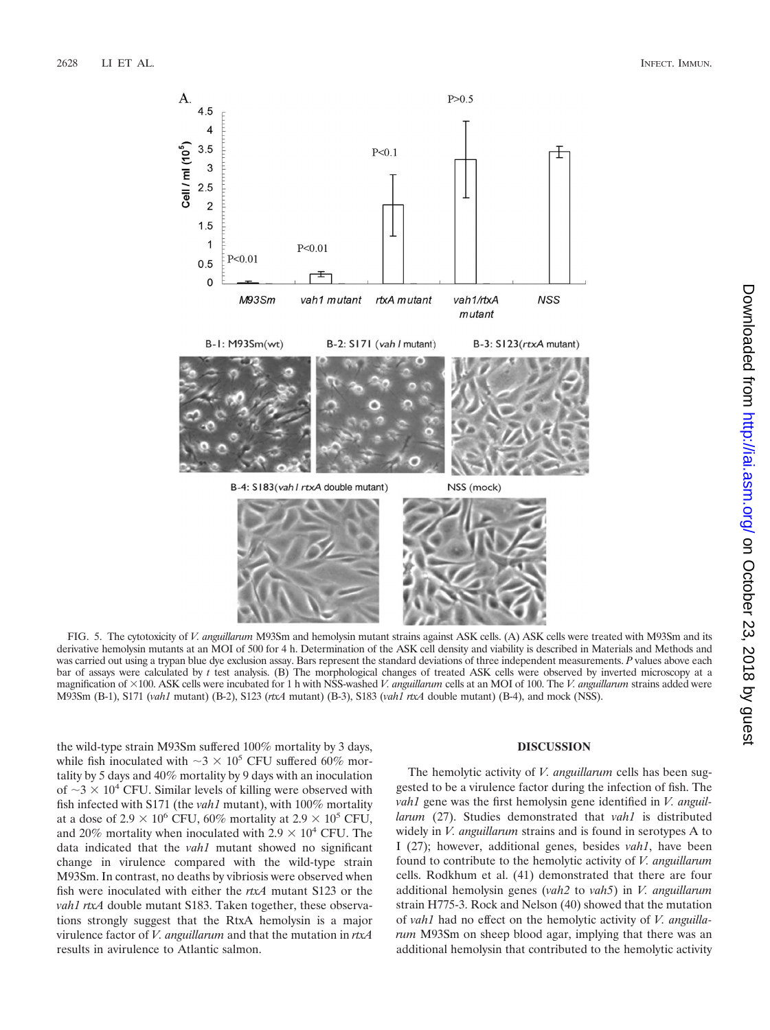FIG. 5. The cytotoxicity of *V. anguillarum* M93Sm and hemolysin mutant strains against ASK cells. (A) ASK cells were treated with M93Sm and its derivative hemolysin mutants at an MOI of 500 for 4 h. Determination of the ASK cell density and viability is described in Materials and Methods and was carried out using a trypan blue dye exclusion assay. Bars represent the standard deviations of three independent measurements. *P* values above each bar of assays were calculated by *t* test analysis. (B) The morphological changes of treated ASK cells were observed by inverted microscopy at a magnification of ×100. ASK cells were incubated for 1 h with NSS-washed *V. anguillarum* cells at an MOI of 100. The *V. anguillarum* strains added were M93Sm (B-1), S171 (*vah1* mutant) (B-2), S123 (*rtxA* mutant) (B-3), S183 (*vah1 rtxA* double mutant) (B-4), and mock (NSS).

the wild-type strain M93Sm suffered 100% mortality by 3 days, while fish inoculated with ~$3 \times 10^5$ CFU suffered 60% mortality by 5 days and 40% mortality by 9 days with an inoculation of ~$3 \times 10^4$ CFU. Similar levels of killing were observed with fish infected with S171 (the *vah1* mutant), with 100% mortality at a dose of $2.9 \times 10^6$ CFU, 60% mortality at $2.9 \times 10^5$ CFU, and 20% mortality when inoculated with $2.9 \times 10^4$ CFU. The data indicated that the *vah1* mutant showed no significant change in virulence compared with the wild-type strain M93Sm. In contrast, no deaths by vibriosis were observed when fish were inoculated with either the *rtxA* mutant S123 or the *vah1 rtxA* double mutant S183. Taken together, these observations strongly suggest that the RtxA hemolysin is a major virulence factor of *V. anguillarum* and that the mutation in *rtxA* results in avirulence to Atlantic salmon.

## DISCUSSION

The hemolytic activity of *V. anguillarum* cells has been suggested to be a virulence factor during the infection of fish. The *vah1* gene was the first hemolysin gene identified in *V. anguillarum* (27). Studies demonstrated that *vah1* is distributed widely in *V. anguillarum* strains and is found in serotypes A to I (27); however, additional genes, besides *vah1*, have been found to contribute to the hemolytic activity of *V. anguillarum* cells. Rodkhum et al. (41) demonstrated that there are four additional hemolysin genes (*vah2* to *vah5*) in *V. anguillarum* strain H775-3. Rock and Nelson (40) showed that the mutation of *vah1* had no effect on the hemolytic activity of *V. anguillarum* M93Sm on sheep blood agar, implying that there was an additional hemolysin that contributed to the hemolytic activity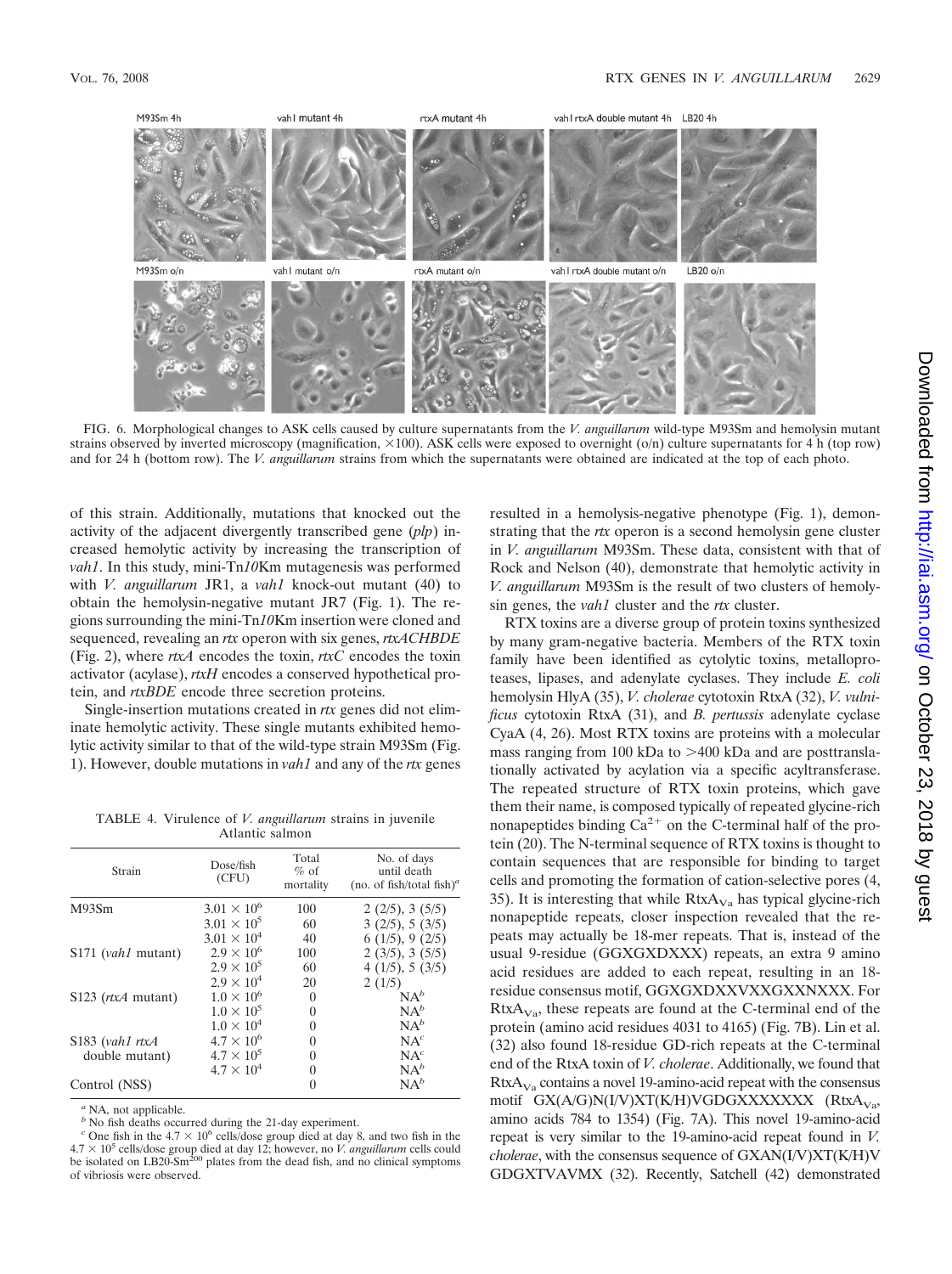FIG. 6. Morphological changes to ASK cells caused by culture supernatants from the *V. anguillarum* wild-type M93Sm and hemolysin mutant strains observed by inverted microscopy (magnification, ×100). ASK cells were exposed to overnight (o/n) culture supernatants for 4 h (top row) and for 24 h (bottom row). The *V. anguillarum* strains from which the supernatants were obtained are indicated at the top of each photo.

of this strain. Additionally, mutations that knocked out the activity of the adjacent divergently transcribed gene (*plp*) increased hemolytic activity by increasing the transcription of *vah1*. In this study, mini-Tn*10*Km mutagenesis was performed with *V. anguillarum* JR1, a *vah1* knock-out mutant (40) to obtain the hemolysin-negative mutant JR7 (Fig. 1). The regions surrounding the mini-Tn*10*Km insertion were cloned and sequenced, revealing an *rtx* operon with six genes, *rtxACHBDE* (Fig. 2), where *rtxA* encodes the toxin, *rtxC* encodes the toxin activator (acylase), *rtxH* encodes a conserved hypothetical protein, and *rtxBDE* encode three secretion proteins.

Single-insertion mutations created in *rtx* genes did not eliminate hemolytic activity. These single mutants exhibited hemolytic activity similar to that of the wild-type strain M93Sm (Fig. 1). However, double mutations in *vah1* and any of the *rtx* genes resulted in a hemolysis-negative phenotype (Fig. 1), demonstrating that the *rtx* operon is a second hemolysin gene cluster in *V. anguillarum* M93Sm. These data, consistent with that of Rock and Nelson (40), demonstrate that hemolytic activity in *V. anguillarum* M93Sm is the result of two clusters of hemolysin genes, the *vah1* cluster and the *rtx* cluster.

TABLE 4. Virulence of *V. anguillarum* strains in juvenile Atlantic salmon

| Strain | Dose/fish (CFU) | Total % of mortality | No. of days until death (no. of fish/total fish)[a] |
|---|---|---|---|
| M93Sm | $3.01 \times 10^6$ | 100 | 2 (2/5), 3 (5/5) |
| | $3.01 \times 10^5$ | 60 | 3 (2/5), 5 (3/5) |
| | $3.01 \times 10^4$ | 40 | 6 (1/5), 9 (2/5) |
| S171 (*vah1* mutant) | $2.9 \times 10^6$ | 100 | 2 (3/5), 3 (5/5) |
| | $2.9 \times 10^5$ | 60 | 4 (1/5), 5 (3/5) |
| | $2.9 \times 10^4$ | 20 | 2 (1/5) |
| S123 (*rtxA* mutant) | $1.0 \times 10^6$ | 0 | NA[b] |
| | $1.0 \times 10^5$ | 0 | NA[b] |
| | $1.0 \times 10^4$ | 0 | NA[b] |
| S183 (*vah1 rtxA* double mutant) | $4.7 \times 10^6$ | 0 | NA[c] |
| | $4.7 \times 10^5$ | 0 | NA[c] |
| | $4.7 \times 10^4$ | 0 | NA[b] |
| Control (NSS) | | 0 | NA[b] |

[a] NA, not applicable.
[b] No fish deaths occurred during the 21-day experiment.
[c] One fish in the $4.7 \times 10^6$ cells/dose group died at day 8, and two fish in the $4.7 \times 10^5$ cells/dose group died at day 12; however, no *V. anguillarum* cells could be isolated on LB20-Sm[200] plates from the dead fish, and no clinical symptoms of vibriosis were observed.

RTX toxins are a diverse group of protein toxins synthesized by many gram-negative bacteria. Members of the RTX toxin family have been identified as cytolytic toxins, metalloproteases, lipases, and adenylate cyclases. They include *E. coli* hemolysin HlyA (35), *V. cholerae* cytotoxin RtxA (32), *V. vulnificus* cytotoxin RtxA (31), and *B. pertussis* adenylate cyclase CyaA (4, 26). Most RTX toxins are proteins with a molecular mass ranging from 100 kDa to >400 kDa and are posttranslationally activated by acylation via a specific acyltransferase. The repeated structure of RTX toxin proteins, which gave them their name, is composed typically of repeated glycine-rich nonapeptides binding $Ca^{2+}$ on the C-terminal half of the protein (20). The N-terminal sequence of RTX toxins is thought to contain sequences that are responsible for binding to target cells and promoting the formation of cation-selective pores (4, 35). It is interesting that while $RtxA_{Va}$ has typical glycine-rich nonapeptide repeats, closer inspection revealed that the repeats may actually be 18-mer repeats. That is, instead of the usual 9-residue (GGXGXDXXX) repeats, an extra 9 amino acid residues are added to each repeat, resulting in an 18-residue consensus motif, GGXGXDXXVXXGXXNXXX. For $RtxA_{Va}$, these repeats are found at the C-terminal end of the protein (amino acid residues 4031 to 4165) (Fig. 7B). Lin et al. (32) also found 18-residue GD-rich repeats at the C-terminal end of the RtxA toxin of *V. cholerae*. Additionally, we found that $RtxA_{Va}$ contains a novel 19-amino-acid repeat with the consensus motif GX(A/G)N(I/V)XT(K/H)VGDGXXXXXXX ($RtxA_{Va}$, amino acids 784 to 1354) (Fig. 7A). This novel 19-amino-acid repeat is very similar to the 19-amino-acid repeat found in *V. cholerae*, with the consensus sequence of GXAN(I/V)XT(K/H)V GDGXTVAVMX (32). Recently, Satchell (42) demonstrated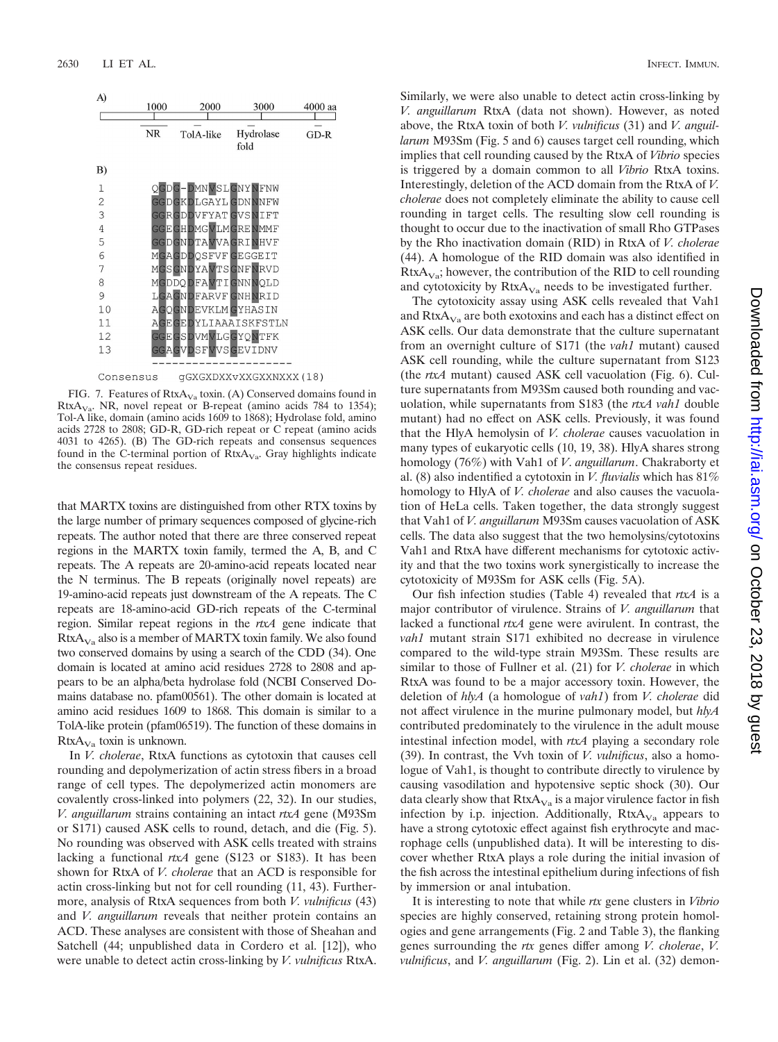A)

| 1000 | 2000 | 3000 | 4000 aa |
|---|---|---|---|
| NR | TolA-like | Hydrolase fold | GD-R |

B)

```
1    QGDG-DMNVSLGNYNFNW
2    GGDGKDLGAYLGDNNNFW
3    GGRGDDVFYATGVSNIFT
4    GGEGHDMGVLMGRENMMF
5    GGDGNDTAVVAGRINHVF
6    MGAGDDQSFVFGEGGEIT
7    MGSGNDYAVTSGNFNRVD
8    MGDDQDFAVTIGNNNQLD
9    LGAGNDFARVFGNHNRID
10   AGQGNDEVKLMGYHASIN
11   AGEGEDYLIAAAISKFSTLN
12   GGEGSDVMVLGGYQNTFK
13   GGAGVDSFVVSGEVIDNV
     --------------------
Consensus    gGXGXDXXvXXGXXNXXX(18)
```

FIG. 7. Features of $RtxA_{Va}$ toxin. (A) Conserved domains found in $RtxA_{Va}$. NR, novel repeat or B-repeat (amino acids 784 to 1354); Tol-A like, domain (amino acids 1609 to 1868); Hydrolase fold, amino acids 2728 to 2808; GD-R, GD-rich repeat or C repeat (amino acids 4031 to 4265). (B) The GD-rich repeats and consensus sequences found in the C-terminal portion of $RtxA_{Va}$. Gray highlights indicate the consensus repeat residues.

that MARTX toxins are distinguished from other RTX toxins by the large number of primary sequences composed of glycine-rich repeats. The author noted that there are three conserved repeat regions in the MARTX toxin family, termed the A, B, and C repeats. The A repeats are 20-amino-acid repeats located near the N terminus. The B repeats (originally novel repeats) are 19-amino-acid repeats just downstream of the A repeats. The C repeats are 18-amino-acid GD-rich repeats of the C-terminal region. Similar repeat regions in the *rtxA* gene indicate that $RtxA_{Va}$ also is a member of MARTX toxin family. We also found two conserved domains by using a search of the CDD (34). One domain is located at amino acid residues 2728 to 2808 and appears to be an alpha/beta hydrolase fold (NCBI Conserved Domains database no. pfam00561). The other domain is located at amino acid residues 1609 to 1868. This domain is similar to a TolA-like protein (pfam06519). The function of these domains in $RtxA_{Va}$ toxin is unknown.

In *V. cholerae*, RtxA functions as cytotoxin that causes cell rounding and depolymerization of actin stress fibers in a broad range of cell types. The depolymerized actin monomers are covalently cross-linked into polymers (22, 32). In our studies, *V. anguillarum* strains containing an intact *rtxA* gene (M93Sm or S171) caused ASK cells to round, detach, and die (Fig. 5). No rounding was observed with ASK cells treated with strains lacking a functional *rtxA* gene (S123 or S183). It has been shown for RtxA of *V. cholerae* that an ACD is responsible for actin cross-linking but not for cell rounding (11, 43). Furthermore, analysis of RtxA sequences from both *V. vulnificus* (43) and *V. anguillarum* reveals that neither protein contains an ACD. These analyses are consistent with those of Sheahan and Satchell (44; unpublished data in Cordero et al. [12]), who were unable to detect actin cross-linking by *V. vulnificus* RtxA. Similarly, we were also unable to detect actin cross-linking by *V. anguillarum* RtxA (data not shown). However, as noted above, the RtxA toxin of both *V. vulnificus* (31) and *V. anguillarum* M93Sm (Fig. 5 and 6) causes target cell rounding, which implies that cell rounding caused by the RtxA of *Vibrio* species is triggered by a domain common to all *Vibrio* RtxA toxins. Interestingly, deletion of the ACD domain from the RtxA of *V. cholerae* does not completely eliminate the ability to cause cell rounding in target cells. The resulting slow cell rounding is thought to occur due to the inactivation of small Rho GTPases by the Rho inactivation domain (RID) in RtxA of *V. cholerae* (44). A homologue of the RID domain was also identified in $RtxA_{Va}$; however, the contribution of the RID to cell rounding and cytotoxicity by $RtxA_{Va}$ needs to be investigated further.

The cytotoxicity assay using ASK cells revealed that Vah1 and $RtxA_{Va}$ are both exotoxins and each has a distinct effect on ASK cells. Our data demonstrate that the culture supernatant from an overnight culture of S171 (the *vah1* mutant) caused ASK cell rounding, while the culture supernatant from S123 (the *rtxA* mutant) caused ASK cell vacuolation (Fig. 6). Culture supernatants from M93Sm caused both rounding and vacuolation, while supernatants from S183 (the *rtxA vah1* double mutant) had no effect on ASK cells. Previously, it was found that the HlyA hemolysin of *V. cholerae* causes vacuolation in many types of eukaryotic cells (10, 19, 38). HlyA shares strong homology (76%) with Vah1 of *V. anguillarum*. Chakraborty et al. (8) also indentified a cytotoxin in *V. fluvialis* which has 81% homology to HlyA of *V. cholerae* and also causes the vacuolation of HeLa cells. Taken together, the data strongly suggest that Vah1 of *V. anguillarum* M93Sm causes vacuolation of ASK cells. The data also suggest that the two hemolysins/cytotoxins Vah1 and RtxA have different mechanisms for cytotoxic activity and that the two toxins work synergistically to increase the cytotoxicity of M93Sm for ASK cells (Fig. 5A).

Our fish infection studies (Table 4) revealed that *rtxA* is a major contributor of virulence. Strains of *V. anguillarum* that lacked a functional *rtxA* gene were avirulent. In contrast, the *vah1* mutant strain S171 exhibited no decrease in virulence compared to those of the wild-type strain M93Sm. These results are similar to those of Fullner et al. (21) for *V. cholerae* in which RtxA was found to be a major accessory toxin. However, the deletion of *hlyA* (a homologue of *vah1*) from *V. cholerae* did not affect virulence in the murine pulmonary model, but *hlyA* contributed predominately to the virulence in the adult mouse intestinal infection model, with *rtxA* playing a secondary role (39). In contrast, the Vvh toxin of *V. vulnificus*, also a homologue of Vah1, is thought to contribute directly to virulence by causing vasodilation and hypotensive septic shock (30). Our data clearly show that $RtxA_{Va}$ is a major virulence factor in fish infection by i.p. injection. Additionally, $RtxA_{Va}$ appears to have a strong cytotoxic effect against fish erythrocyte and macrophage cells (unpublished data). It will be interesting to discover whether RtxA plays a role during the initial invasion of the fish across the intestinal epithelium during infections of fish by immersion or anal intubation.

It is interesting to note that while *rtx* gene clusters in *Vibrio* species are highly conserved, retaining strong protein homologies and gene arrangements (Fig. 2 and Table 3), the flanking genes surrounding the *rtx* genes differ among *V. cholerae*, *V. vulnificus*, and *V. anguillarum* (Fig. 2). Lin et al. (32) demon-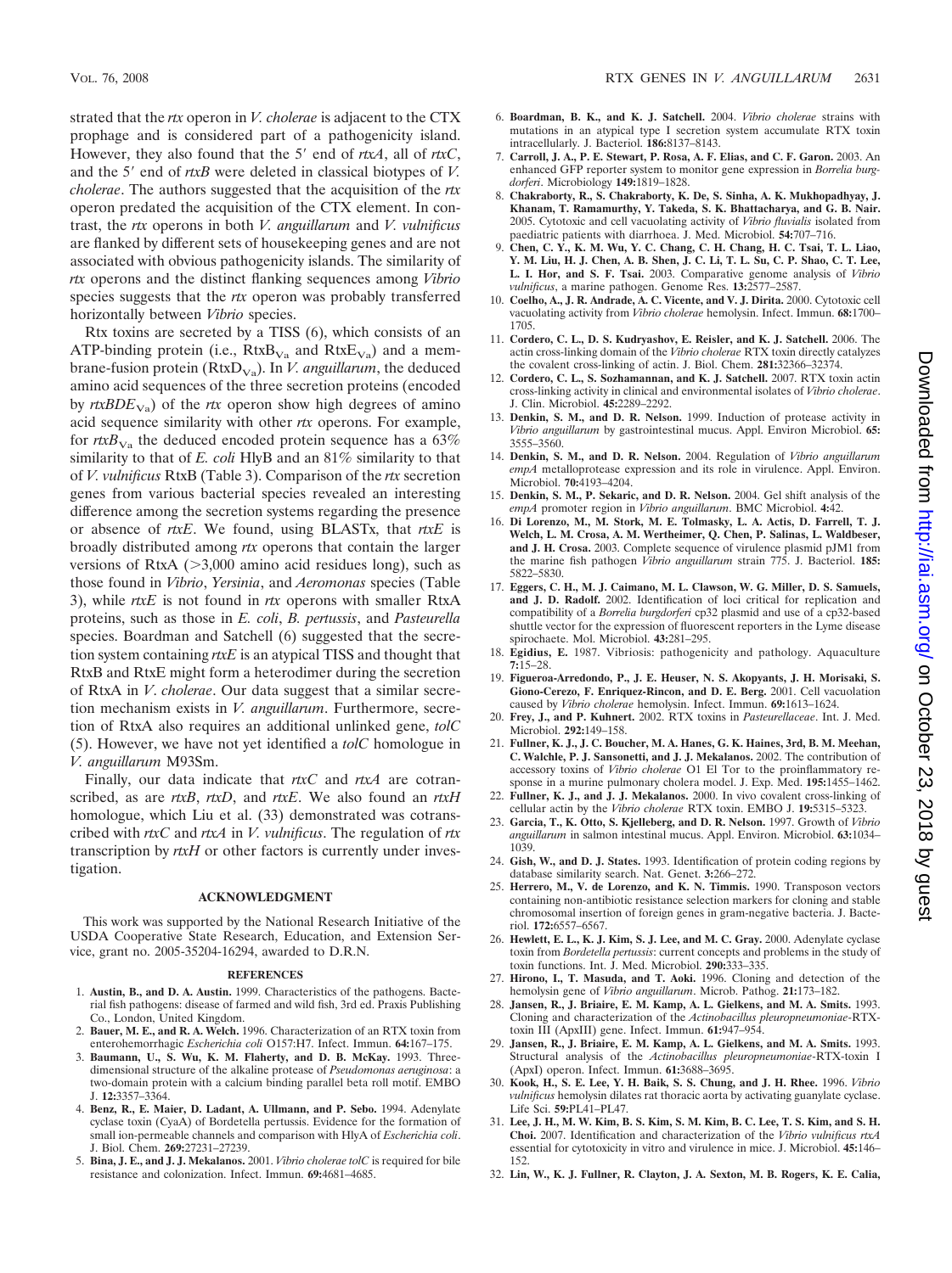strated that the *rtx* operon in *V. cholerae* is adjacent to the CTX prophage and is considered part of a pathogenicity island. However, they also found that the 5′ end of *rtxA*, all of *rtxC*, and the 5′ end of *rtxB* were deleted in classical biotypes of *V. cholerae*. The authors suggested that the acquisition of the *rtx* operon predated the acquisition of the CTX element. In contrast, the *rtx* operons in both *V. anguillarum* and *V. vulnificus* are flanked by different sets of housekeeping genes and are not associated with obvious pathogenicity islands. The similarity of *rtx* operons and the distinct flanking sequences among *Vibrio* species suggests that the *rtx* operon was probably transferred horizontally between *Vibrio* species.

Rtx toxins are secreted by a TISS (6), which consists of an ATP-binding protein (i.e., $RtxB_{Va}$ and $RtxE_{Va}$) and a membrane-fusion protein ($RtxD_{Va}$). In *V. anguillarum*, the deduced amino acid sequences of the three secretion proteins (encoded by $rtxBDE_{Va}$) of the *rtx* operon show high degrees of amino acid sequence similarity with other *rtx* operons. For example, for $rtxB_{Va}$ the deduced encoded protein sequence has a 63% similarity to that of *E. coli* HlyB and an 81% similarity to that of *V. vulnificus* RtxB (Table 3). Comparison of the *rtx* secretion genes from various bacterial species revealed an interesting difference among the secretion systems regarding the presence or absence of *rtxE*. We found, using BLASTx, that *rtxE* is broadly distributed among *rtx* operons that contain the larger versions of RtxA (>3,000 amino acid residues long), such as those found in *Vibrio*, *Yersinia*, and *Aeromonas* species (Table 3), while *rtxE* is not found in *rtx* operons with smaller RtxA proteins, such as those in *E. coli*, *B. pertussis*, and *Pasteurella* species. Boardman and Satchell (6) suggested that the secretion system containing *rtxE* is an atypical TISS and thought that RtxB and RtxE might form a heterodimer during the secretion of RtxA in *V. cholerae*. Our data suggest that a similar secretion mechanism exists in *V. anguillarum*. Furthermore, secretion of RtxA also requires an additional unlinked gene, *tolC* (5). However, we have not yet identified a *tolC* homologue in *V. anguillarum* M93Sm.

Finally, our data indicate that *rtxC* and *rtxA* are cotranscribed, as are *rtxB*, *rtxD*, and *rtxE*. We also found an *rtxH* homologue, which Liu et al. (33) demonstrated was cotranscribed with *rtxC* and *rtxA* in *V. vulnificus*. The regulation of *rtx* transcription by *rtxH* or other factors is currently under investigation.

## ACKNOWLEDGMENT

This work was supported by the National Research Initiative of the USDA Cooperative State Research, Education, and Extension Service, grant no. 2005-35204-16294, awarded to D.R.N.

## REFERENCES

1. **Austin, B., and D. A. Austin.** 1999. Characteristics of the pathogens. Bacterial fish pathogens: disease of farmed and wild fish, 3rd ed. Praxis Publishing Co., London, United Kingdom.
2. **Bauer, M. E., and R. A. Welch.** 1996. Characterization of an RTX toxin from enterohemorrhagic *Escherichia coli* O157:H7. Infect. Immun. **64:**167–175.
3. **Baumann, U., S. Wu, K. M. Flaherty, and D. B. McKay.** 1993. Three-dimensional structure of the alkaline protease of *Pseudomonas aeruginosa*: a two-domain protein with a calcium binding parallel beta roll motif. EMBO J. **12:**3357–3364.
4. **Benz, R., E. Maier, D. Ladant, A. Ullmann, and P. Sebo.** 1994. Adenylate cyclase toxin (CyaA) of Bordetella pertussis. Evidence for the formation of small ion-permeable channels and comparison with HlyA of *Escherichia coli*. J. Biol. Chem. **269:**27231–27239.
5. **Bina, J. E., and J. J. Mekalanos.** 2001. *Vibrio cholerae tolC* is required for bile resistance and colonization. Infect. Immun. **69:**4681–4685.
6. **Boardman, B. K., and K. J. Satchell.** 2004. *Vibrio cholerae* strains with mutations in an atypical type I secretion system accumulate RTX toxin intracellularly. J. Bacteriol. **186:**8137–8143.
7. **Carroll, J. A., P. E. Stewart, P. Rosa, A. F. Elias, and C. F. Garon.** 2003. An enhanced GFP reporter system to monitor gene expression in *Borrelia burgdorferi*. Microbiology **149:**1819–1828.
8. **Chakraborty, R., S. Chakraborty, K. De, S. Sinha, A. K. Mukhopadhyay, J. Khanam, T. Ramamurthy, Y. Takeda, S. K. Bhattacharya, and G. B. Nair.** 2005. Cytotoxic and cell vacuolating activity of *Vibrio fluvialis* isolated from paediatric patients with diarrhoea. J. Med. Microbiol. **54:**707–716.
9. **Chen, C. Y., K. M. Wu, Y. C. Chang, C. H. Chang, H. C. Tsai, T. L. Liao, Y. M. Liu, H. J. Chen, A. B. Shen, J. C. Li, T. L. Su, C. P. Shao, C. T. Lee, L. I. Hor, and S. F. Tsai.** 2003. Comparative genome analysis of *Vibrio vulnificus*, a marine pathogen. Genome Res. **13:**2577–2587.
10. **Coelho, A., J. R. Andrade, A. C. Vicente, and V. J. Dirita.** 2000. Cytotoxic cell vacuolating activity from *Vibrio cholerae* hemolysin. Infect. Immun. **68:**1700–1705.
11. **Cordero, C. L., D. S. Kudryashov, E. Reisler, and K. J. Satchell.** 2006. The actin cross-linking domain of the *Vibrio cholerae* RTX toxin directly catalyzes the covalent cross-linking of actin. J. Biol. Chem. **281:**32366–32374.
12. **Cordero, C. L., S. Sozhamannan, and K. J. Satchell.** 2007. RTX toxin actin cross-linking activity in clinical and environmental isolates of *Vibrio cholerae*. J. Clin. Microbiol. **45:**2289–2292.
13. **Denkin, S. M., and D. R. Nelson.** 1999. Induction of protease activity in *Vibrio anguillarum* by gastrointestinal mucus. Appl. Environ Microbiol. **65:**3555–3560.
14. **Denkin, S. M., and D. R. Nelson.** 2004. Regulation of *Vibrio anguillarum empA* metalloprotease expression and its role in virulence. Appl. Environ. Microbiol. **70:**4193–4204.
15. **Denkin, S. M., P. Sekaric, and D. R. Nelson.** 2004. Gel shift analysis of the *empA* promoter region in *Vibrio anguillarum*. BMC Microbiol. **4:**42.
16. **Di Lorenzo, M., M. Stork, M. E. Tolmasky, L. A. Actis, D. Farrell, T. J. Welch, L. M. Crosa, A. M. Wertheimer, Q. Chen, P. Salinas, L. Waldbeser, and J. H. Crosa.** 2003. Complete sequence of virulence plasmid pJM1 from the marine fish pathogen *Vibrio anguillarum* strain 775. J. Bacteriol. **185:**5822–5830.
17. **Eggers, C. H., M. J. Caimano, M. L. Clawson, W. G. Miller, D. S. Samuels, and J. D. Radolf.** 2002. Identification of loci critical for replication and compatibility of a *Borrelia burgdorferi* cp32 plasmid and use of a cp32-based shuttle vector for the expression of fluorescent reporters in the Lyme disease spirochaete. Mol. Microbiol. **43:**281–295.
18. **Egidius, E.** 1987. Vibriosis: pathogenicity and pathology. Aquaculture **7:**15–28.
19. **Figueroa-Arredondo, P., J. E. Heuser, N. S. Akopyants, J. H. Morisaki, S. Giono-Cerezo, F. Enriquez-Rincon, and D. E. Berg.** 2001. Cell vacuolation caused by *Vibrio cholerae* hemolysin. Infect. Immun. **69:**1613–1624.
20. **Frey, J., and P. Kuhnert.** 2002. RTX toxins in *Pasteurellaceae*. Int. J. Med. Microbiol. **292:**149–158.
21. **Fullner, K. J., J. C. Boucher, M. A. Hanes, G. K. Haines, 3rd, B. M. Meehan, C. Walchle, P. J. Sansonetti, and J. J. Mekalanos.** 2002. The contribution of accessory toxins of *Vibrio cholerae* O1 El Tor to the proinflammatory response in a murine pulmonary cholera model. J. Exp. Med. **195:**1455–1462.
22. **Fullner, K. J., and J. J. Mekalanos.** 2000. In vivo covalent cross-linking of cellular actin by the *Vibrio cholerae* RTX toxin. EMBO J. **19:**5315–5323.
23. **Garcia, T., K. Otto, S. Kjelleberg, and D. R. Nelson.** 1997. Growth of *Vibrio anguillarum* in salmon intestinal mucus. Appl. Environ. Microbiol. **63:**1034–1039.
24. **Gish, W., and D. J. States.** 1993. Identification of protein coding regions by database similarity search. Nat. Genet. **3:**266–272.
25. **Herrero, M., V. de Lorenzo, and K. N. Timmis.** 1990. Transposon vectors containing non-antibiotic resistance selection markers for cloning and stable chromosomal insertion of foreign genes in gram-negative bacteria. J. Bacteriol. **172:**6557–6567.
26. **Hewlett, E. L., K. J. Kim, S. J. Lee, and M. C. Gray.** 2000. Adenylate cyclase toxin from *Bordetella pertussis*: current concepts and problems in the study of toxin functions. Int. J. Med. Microbiol. **290:**333–335.
27. **Hirono, I., T. Masuda, and T. Aoki.** 1996. Cloning and detection of the hemolysin gene of *Vibrio anguillarum*. Microb. Pathog. **21:**173–182.
28. **Jansen, R., J. Briaire, E. M. Kamp, A. L. Gielkens, and M. A. Smits.** 1993. Cloning and characterization of the *Actinobacillus pleuropneumoniae*-RTX-toxin III (ApxIII) gene. Infect. Immun. **61:**947–954.
29. **Jansen, R., J. Briaire, E. M. Kamp, A. L. Gielkens, and M. A. Smits.** 1993. Structural analysis of the *Actinobacillus pleuropneumoniae*-RTX-toxin I (ApxI) operon. Infect. Immun. **61:**3688–3695.
30. **Kook, H., S. E. Lee, Y. H. Baik, S. S. Chung, and J. H. Rhee.** 1996. *Vibrio vulnificus* hemolysin dilates rat thoracic aorta by activating guanylate cyclase. Life Sci. **59:**PL41–PL47.
31. **Lee, J. H., M. W. Kim, B. S. Kim, S. M. Kim, B. C. Lee, T. S. Kim, and S. H. Choi.** 2007. Identification and characterization of the *Vibrio vulnificus rtxA* essential for cytotoxicity in vitro and virulence in mice. J. Microbiol. **45:**146–152.
32. **Lin, W., K. J. Fullner, R. Clayton, J. A. Sexton, M. B. Rogers, K. E. Calia,**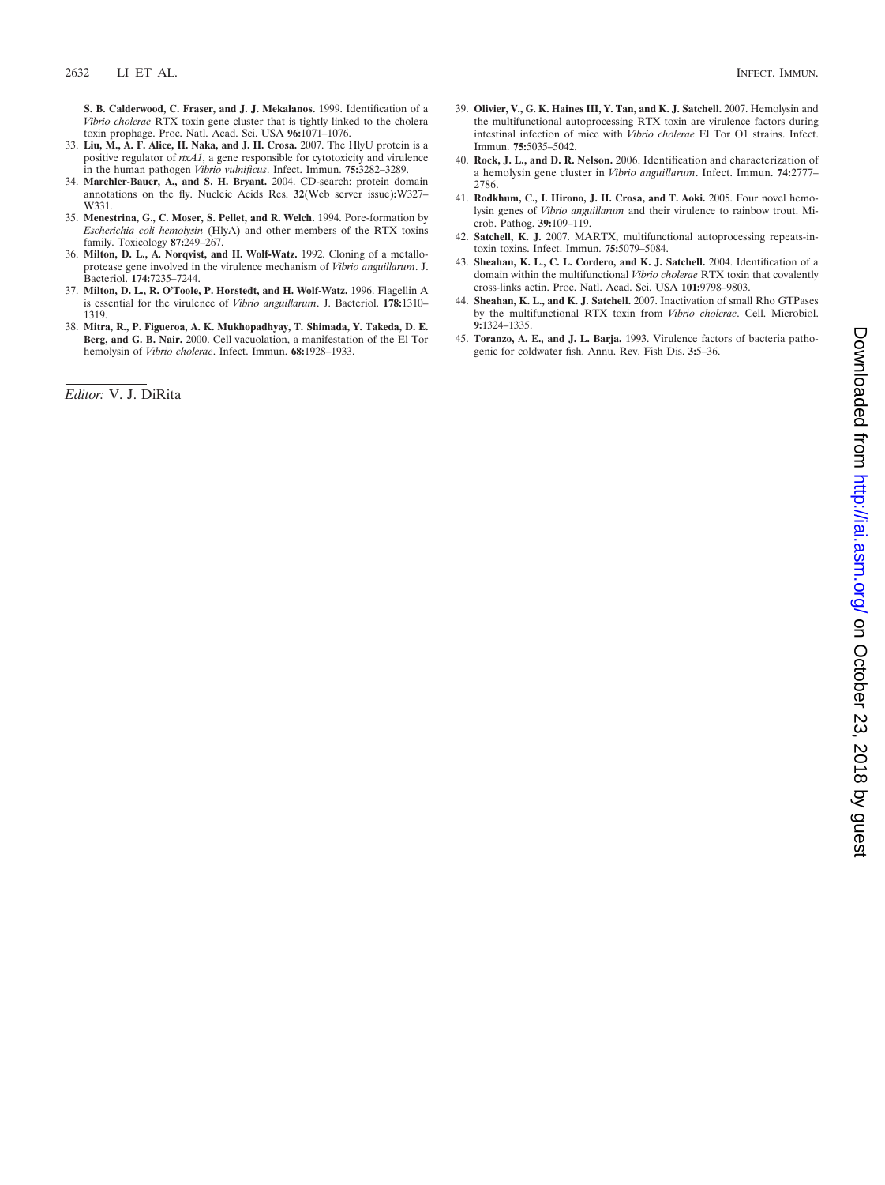S. B. Calderwood, C. Fraser, and J. J. Mekalanos. 1999. Identification of a *Vibrio cholerae* RTX toxin gene cluster that is tightly linked to the cholera toxin prophage. Proc. Natl. Acad. Sci. USA **96:**1071–1076.

33. **Liu, M., A. F. Alice, H. Naka, and J. H. Crosa.** 2007. The HlyU protein is a positive regulator of *rtxA1*, a gene responsible for cytotoxicity and virulence in the human pathogen *Vibrio vulnificus*. Infect. Immun. **75:**3282–3289.
34. **Marchler-Bauer, A., and S. H. Bryant.** 2004. CD-search: protein domain annotations on the fly. Nucleic Acids Res. **32**(Web server issue)**:**W327–W331.
35. **Menestrina, G., C. Moser, S. Pellet, and R. Welch.** 1994. Pore-formation by *Escherichia coli hemolysin* (HlyA) and other members of the RTX toxins family. Toxicology **87:**249–267.
36. **Milton, D. L., A. Norqvist, and H. Wolf-Watz.** 1992. Cloning of a metalloprotease gene involved in the virulence mechanism of *Vibrio anguillarum*. J. Bacteriol. **174:**7235–7244.
37. **Milton, D. L., R. O'Toole, P. Horstedt, and H. Wolf-Watz.** 1996. Flagellin A is essential for the virulence of *Vibrio anguillarum*. J. Bacteriol. **178:**1310–1319.
38. **Mitra, R., P. Figueroa, A. K. Mukhopadhyay, T. Shimada, Y. Takeda, D. E. Berg, and G. B. Nair.** 2000. Cell vacuolation, a manifestation of the El Tor hemolysin of *Vibrio cholerae*. Infect. Immun. **68:**1928–1933.
39. **Olivier, V., G. K. Haines III, Y. Tan, and K. J. Satchell.** 2007. Hemolysin and the multifunctional autoprocessing RTX toxin are virulence factors during intestinal infection of mice with *Vibrio cholerae* El Tor O1 strains. Infect. Immun. **75:**5035–5042.
40. **Rock, J. L., and D. R. Nelson.** 2006. Identification and characterization of a hemolysin gene cluster in *Vibrio anguillarum*. Infect. Immun. **74:**2777–2786.
41. **Rodkhum, C., I. Hirono, J. H. Crosa, and T. Aoki.** 2005. Four novel hemolysin genes of *Vibrio anguillarum* and their virulence to rainbow trout. Microb. Pathog. **39:**109–119.
42. **Satchell, K. J.** 2007. MARTX, multifunctional autoprocessing repeats-in-toxin toxins. Infect. Immun. **75:**5079–5084.
43. **Sheahan, K. L., C. L. Cordero, and K. J. Satchell.** 2004. Identification of a domain within the multifunctional *Vibrio cholerae* RTX toxin that covalently cross-links actin. Proc. Natl. Acad. Sci. USA **101:**9798–9803.
44. **Sheahan, K. L., and K. J. Satchell.** 2007. Inactivation of small Rho GTPases by the multifunctional RTX toxin from *Vibrio cholerae*. Cell. Microbiol. **9:**1324–1335.
45. **Toranzo, A. E., and J. L. Barja.** 1993. Virulence factors of bacteria pathogenic for coldwater fish. Annu. Rev. Fish Dis. **3:**5–36.

*Editor:* V. J. DiRita